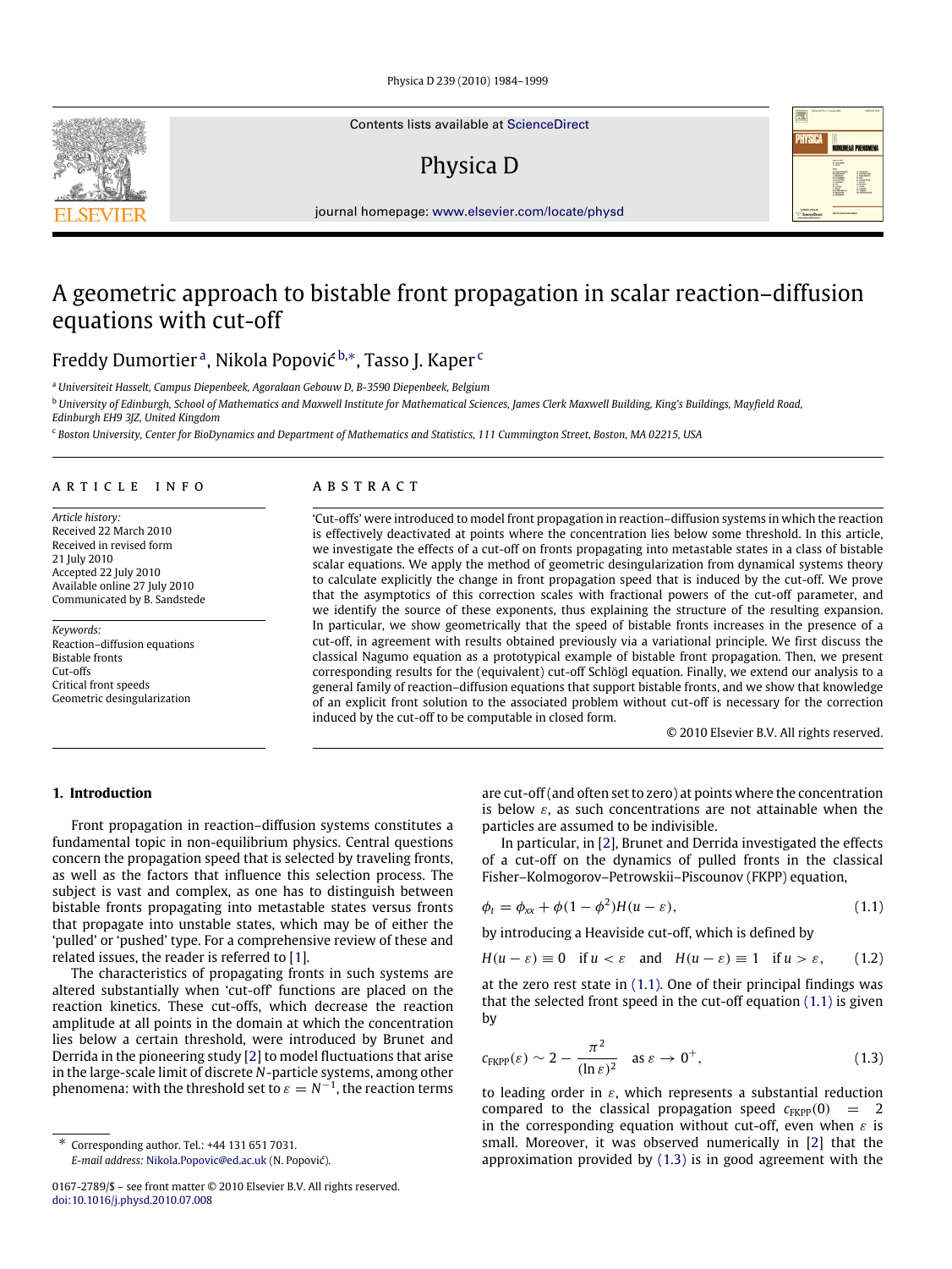Contents lists available at ScienceDirect

# Physica D

journal homepage: www.elsevier.com/locate/physd

# A geometric approach to bistable front propagation in scalar reaction–diffusion equations with cut-off

Freddy Dumortier [a], Nikola Popović [b,*], Tasso J. Kaper [c]

[a] Universiteit Hasselt, Campus Diepenbeek, Agoralaan Gebouw D, B-3590 Diepenbeek, Belgium

[b] University of Edinburgh, School of Mathematics and Maxwell Institute for Mathematical Sciences, James Clerk Maxwell Building, King's Buildings, Mayfield Road, Edinburgh EH9 3JZ, United Kingdom

[c] Boston University, Center for BioDynamics and Department of Mathematics and Statistics, 111 Cummington Street, Boston, MA 02215, USA

**ARTICLE INFO**

*Article history:*
Received 22 March 2010
Received in revised form 21 July 2010
Accepted 22 July 2010
Available online 27 July 2010
Communicated by B. Sandstede

*Keywords:*
Reaction–diffusion equations
Bistable fronts
Cut-offs
Critical front speeds
Geometric desingularization

**ABSTRACT**

'Cut-offs' were introduced to model front propagation in reaction–diffusion systems in which the reaction is effectively deactivated at points where the concentration lies below some threshold. In this article, we investigate the effects of a cut-off on fronts propagating into metastable states in a class of bistable scalar equations. We apply the method of geometric desingularization from dynamical systems theory to calculate explicitly the change in front propagation speed that is induced by the cut-off. We prove that the asymptotics of this correction scales with fractional powers of the cut-off parameter, and we identify the source of these exponents, thus explaining the structure of the resulting expansion. In particular, we show geometrically that the speed of bistable fronts increases in the presence of a cut-off, in agreement with results obtained previously via a variational principle. We first discuss the classical Nagumo equation as a prototypical example of bistable front propagation. Then, we present corresponding results for the (equivalent) cut-off Schlögl equation. Finally, we extend our analysis to a general family of reaction–diffusion equations that support bistable fronts, and we show that knowledge of an explicit front solution to the associated problem without cut-off is necessary for the correction induced by the cut-off to be computable in closed form.

© 2010 Elsevier B.V. All rights reserved.

## 1. Introduction

Front propagation in reaction–diffusion systems constitutes a fundamental topic in non-equilibrium physics. Central questions concern the propagation speed that is selected by traveling fronts, as well as the factors that influence this selection process. The subject is vast and complex, as one has to distinguish between bistable fronts propagating into metastable states versus fronts that propagate into unstable states, which may be of either the 'pulled' or 'pushed' type. For a comprehensive review of these and related issues, the reader is referred to [1].

The characteristics of propagating fronts in such systems are altered substantially when 'cut-off' functions are placed on the reaction kinetics. These cut-offs, which decrease the reaction amplitude at all points in the domain at which the concentration lies below a certain threshold, were introduced by Brunet and Derrida in the pioneering study [2] to model fluctuations that arise in the large-scale limit of discrete $N$-particle systems, among other phenomena: with the threshold set to $\varepsilon = N^{-1}$, the reaction terms are cut-off (and often set to zero) at points where the concentration is below $\varepsilon$, as such concentrations are not attainable when the particles are assumed to be indivisible.

In particular, in [2], Brunet and Derrida investigated the effects of a cut-off on the dynamics of pulled fronts in the classical Fisher–Kolmogorov–Petrowskii–Piscounov (FKPP) equation,

$$\phi_t = \phi_{xx} + \phi(1-\phi^2)H(u-\varepsilon), \tag{1.1}$$

by introducing a Heaviside cut-off, which is defined by

$$H(u-\varepsilon) \equiv 0 \quad \text{if } u < \varepsilon \quad \text{and} \quad H(u-\varepsilon) \equiv 1 \quad \text{if } u > \varepsilon, \tag{1.2}$$

at the zero rest state in (1.1). One of their principal findings was that the selected front speed in the cut-off equation (1.1) is given by

$$c_{\text{FKPP}}(\varepsilon) \sim 2 - \frac{\pi^2}{(\ln \varepsilon)^2} \quad \text{as } \varepsilon \to 0^+, \tag{1.3}$$

to leading order in $\varepsilon$, which represents a substantial reduction compared to the classical propagation speed $c_{\text{FKPP}}(0) = 2$ in the corresponding equation without cut-off, even when $\varepsilon$ is small. Moreover, it was observed numerically in [2] that the approximation provided by (1.3) is in good agreement with the

---

\* Corresponding author. Tel.: +44 131 651 7031.
*E-mail address:* Nikola.Popovic@ed.ac.uk (N. Popović).

0167-2789/$ – see front matter © 2010 Elsevier B.V. All rights reserved.
doi:10.1016/j.physd.2010.07.008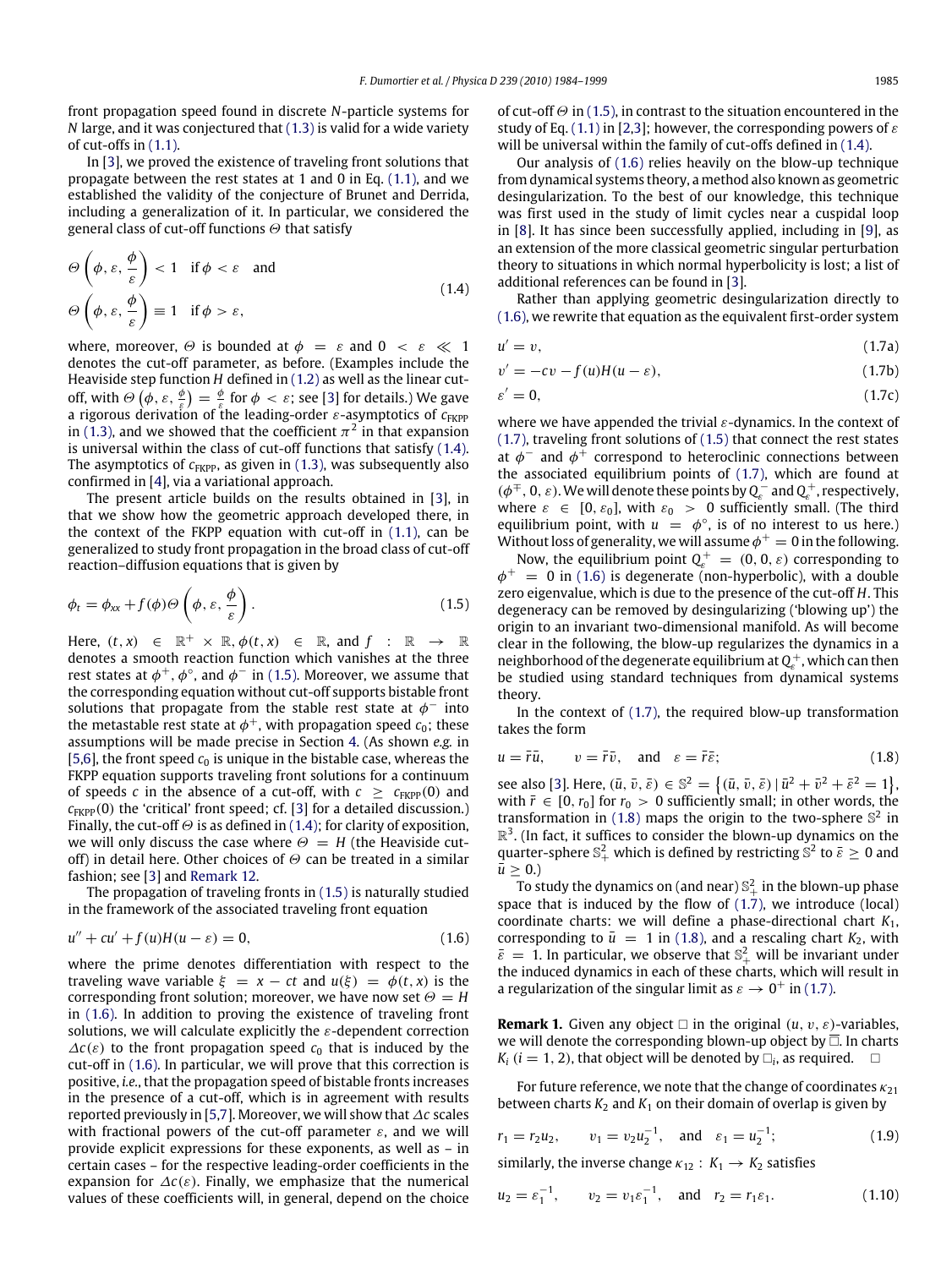front propagation speed found in discrete $N$-particle systems for $N$ large, and it was conjectured that (1.3) is valid for a wide variety of cut-offs in (1.1).

In [3], we proved the existence of traveling front solutions that propagate between the rest states at 1 and 0 in Eq. (1.1), and we established the validity of the conjecture of Brunet and Derrida, including a generalization of it. In particular, we considered the general class of cut-off functions $\Theta$ that satisfy

$$\Theta\left(\phi, \varepsilon, \frac{\phi}{\varepsilon}\right) < 1 \quad \text{if } \phi < \varepsilon \quad \text{and} \\ \Theta\left(\phi, \varepsilon, \frac{\phi}{\varepsilon}\right) \equiv 1 \quad \text{if } \phi > \varepsilon, \tag{1.4}$$

where, moreover, $\Theta$ is bounded at $\phi = \varepsilon$ and $0 < \varepsilon \ll 1$ denotes the cut-off parameter, as before. (Examples include the Heaviside step function $H$ defined in (1.2) as well as the linear cut-off, with $\Theta\left(\phi, \varepsilon, \frac{\phi}{\varepsilon}\right) = \frac{\phi}{\varepsilon}$ for $\phi < \varepsilon$; see [3] for details.) We gave a rigorous derivation of the leading-order $\varepsilon$-asymptotics of $c_{\text{FKPP}}$ in (1.3), and we showed that the coefficient $\pi^2$ in that expansion is universal within the class of cut-off functions that satisfy (1.4). The asymptotics of $c_{\text{FKPP}}$, as given in (1.3), was subsequently also confirmed in [4], via a variational approach.

The present article builds on the results obtained in [3], in that we show how the geometric approach developed there, in the context of the FKPP equation with cut-off in (1.1), can be generalized to study front propagation in the broad class of cut-off reaction–diffusion equations that is given by

$$\phi_t = \phi_{xx} + f(\phi)\Theta\left(\phi, \varepsilon, \frac{\phi}{\varepsilon}\right). \tag{1.5}$$

Here, $(t, x) \in \mathbb{R}^+ \times \mathbb{R}$, $\phi(t, x) \in \mathbb{R}$, and $f : \mathbb{R} \to \mathbb{R}$ denotes a smooth reaction function which vanishes at the three rest states at $\phi^+$, $\phi^\circ$, and $\phi^-$ in (1.5). Moreover, we assume that the corresponding equation without cut-off supports bistable front solutions that propagate from the stable rest state at $\phi^-$ into the metastable rest state at $\phi^+$, with propagation speed $c_0$; these assumptions will be made precise in Section 4. (As shown *e.g.* in [5,6], the front speed $c_0$ is unique in the bistable case, whereas the FKPP equation supports traveling front solutions for a continuum of speeds $c$ in the absence of a cut-off, with $c \geq c_{\text{FKPP}}(0)$ and $c_{\text{FKPP}}(0)$ the 'critical' front speed; cf. [3] for a detailed discussion.) Finally, the cut-off $\Theta$ is as defined in (1.4); for clarity of exposition, we will only discuss the case where $\Theta = H$ (the Heaviside cut-off) in detail here. Other choices of $\Theta$ can be treated in a similar fashion; see [3] and Remark 12.

The propagation of traveling fronts in (1.5) is naturally studied in the framework of the associated traveling front equation

$$u'' + cu' + f(u)H(u - \varepsilon) = 0, \tag{1.6}$$

where the prime denotes differentiation with respect to the traveling wave variable $\xi = x - ct$ and $u(\xi) = \phi(t, x)$ is the corresponding front solution; moreover, we have now set $\Theta = H$ in (1.6). In addition to proving the existence of traveling front solutions, we will calculate explicitly the $\varepsilon$-dependent correction $\Delta c(\varepsilon)$ to the front propagation speed $c_0$ that is induced by the cut-off in (1.6). In particular, we will prove that this correction is positive, *i.e.*, that the propagation speed of bistable fronts increases in the presence of a cut-off, which is in agreement with results reported previously in [5,7]. Moreover, we will show that $\Delta c$ scales with fractional powers of the cut-off parameter $\varepsilon$, and we will provide explicit expressions for these exponents, as well as – in certain cases – for the respective leading-order coefficients in the expansion for $\Delta c(\varepsilon)$. Finally, we emphasize that the numerical values of these coefficients will, in general, depend on the choice of cut-off $\Theta$ in (1.5), in contrast to the situation encountered in the study of Eq. (1.1) in [2,3]; however, the corresponding powers of $\varepsilon$ will be universal within the family of cut-offs defined in (1.4).

Our analysis of (1.6) relies heavily on the blow-up technique from dynamical systems theory, a method also known as geometric desingularization. To the best of our knowledge, this technique was first used in the study of limit cycles near a cuspidal loop in [8]. It has since been successfully applied, including in [9], as an extension of the more classical geometric singular perturbation theory to situations in which normal hyperbolicity is lost; a list of additional references can be found in [3].

Rather than applying geometric desingularization directly to (1.6), we rewrite that equation as the equivalent first-order system

$$u' = v, \tag{1.7a}$$

$$v' = -cv - f(u)H(u - \varepsilon), \tag{1.7b}$$

$$\varepsilon' = 0, \tag{1.7c}$$

where we have appended the trivial $\varepsilon$-dynamics. In the context of (1.7), traveling front solutions of (1.5) that connect the rest states at $\phi^-$ and $\phi^+$ correspond to heteroclinic connections between the associated equilibrium points of (1.7), which are found at $(\phi^\mp, 0, \varepsilon)$. We will denote these points by $Q_\varepsilon^-$ and $Q_\varepsilon^+$, respectively, where $\varepsilon \in [0, \varepsilon_0]$, with $\varepsilon_0 > 0$ sufficiently small. (The third equilibrium point, with $u = \phi^\circ$, is of no interest to us here.) Without loss of generality, we will assume $\phi^+ = 0$ in the following.

Now, the equilibrium point $Q_\varepsilon^+ = (0, 0, \varepsilon)$ corresponding to $\phi^+ = 0$ in (1.6) is degenerate (non-hyperbolic), with a double zero eigenvalue, which is due to the presence of the cut-off $H$. This degeneracy can be removed by desingularizing ('blowing up') the origin to an invariant two-dimensional manifold. As will become clear in the following, the blow-up regularizes the dynamics in a neighborhood of the degenerate equilibrium at $Q_\varepsilon^+$, which can then be studied using standard techniques from dynamical systems theory.

In the context of (1.7), the required blow-up transformation takes the form

$$u = \bar{r}\bar{u}, \qquad v = \bar{r}\bar{v}, \quad \text{and} \quad \varepsilon = \bar{r}\bar{\varepsilon}; \tag{1.8}$$

see also [3]. Here, $(\bar{u}, \bar{v}, \bar{\varepsilon}) \in \mathbb{S}^2 = \left\{(\bar{u}, \bar{v}, \bar{\varepsilon}) \mid \bar{u}^2 + \bar{v}^2 + \bar{\varepsilon}^2 = 1\right\}$, with $\bar{r} \in [0, r_0]$ for $r_0 > 0$ sufficiently small; in other words, the transformation in (1.8) maps the origin to the two-sphere $\mathbb{S}^2$ in $\mathbb{R}^3$. (In fact, it suffices to consider the blown-up dynamics on the quarter-sphere $\mathbb{S}_+^2$ which is defined by restricting $\mathbb{S}^2$ to $\bar{\varepsilon} \geq 0$ and $\bar{u} \geq 0$.)

To study the dynamics on (and near) $\mathbb{S}_+^2$ in the blown-up phase space that is induced by the flow of (1.7), we introduce (local) coordinate charts: we will define a phase-directional chart $K_1$, corresponding to $\bar{u} = 1$ in (1.8), and a rescaling chart $K_2$, with $\bar{\varepsilon} = 1$. In particular, we observe that $\mathbb{S}_+^2$ will be invariant under the induced dynamics in each of these charts, which will result in a regularization of the singular limit as $\varepsilon \to 0^+$ in (1.7).

**Remark 1.** Given any object $\square$ in the original $(u, v, \varepsilon)$-variables, we will denote the corresponding blown-up object by $\bar{\square}$. In charts $K_i$ ($i = 1, 2$), that object will be denoted by $\square_i$, as required. $\square$

For future reference, we note that the change of coordinates $\kappa_{21}$ between charts $K_2$ and $K_1$ on their domain of overlap is given by

$$r_1 = r_2 u_2, \qquad v_1 = v_2 u_2^{-1}, \quad \text{and} \quad \varepsilon_1 = u_2^{-1}; \tag{1.9}$$

similarly, the inverse change $\kappa_{12} : K_1 \to K_2$ satisfies

$$u_2 = \varepsilon_1^{-1}, \qquad v_2 = v_1 \varepsilon_1^{-1}, \quad \text{and} \quad r_2 = r_1 \varepsilon_1. \tag{1.10}$$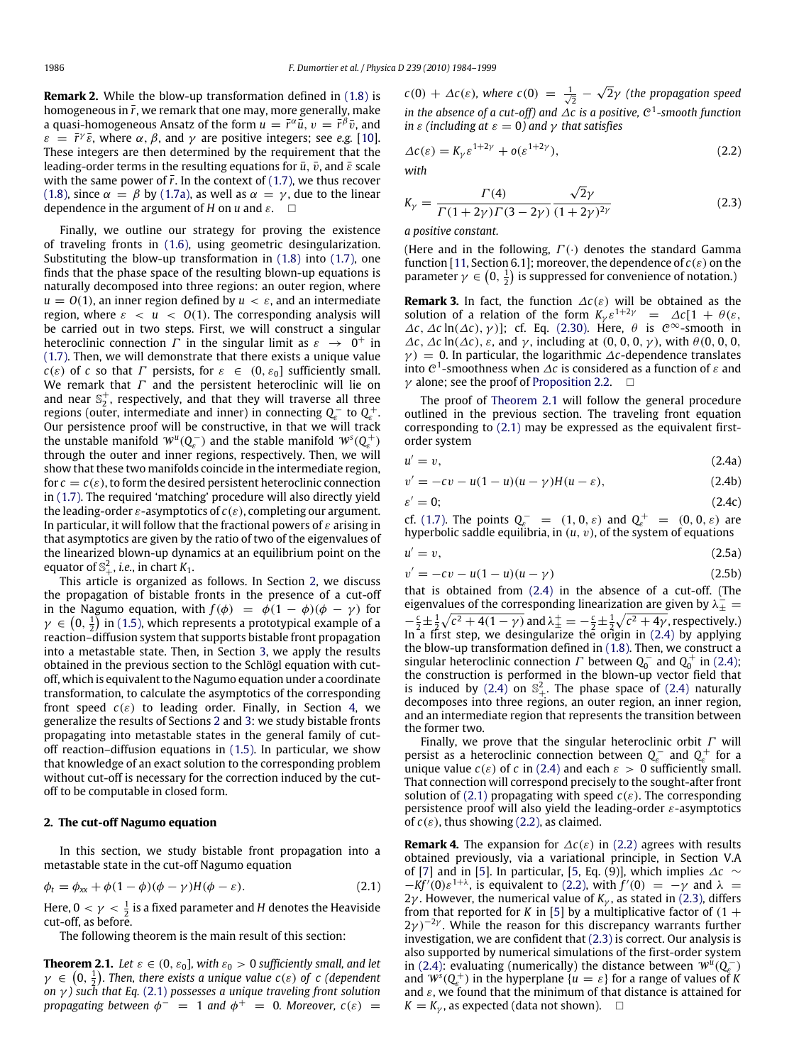**Remark 2.** While the blow-up transformation defined in (1.8) is homogeneous in $\bar{r}$, we remark that one may, more generally, make a quasi-homogeneous Ansatz of the form $u = \bar{r}^{\alpha}\bar{u}$, $v = \bar{r}^{\beta}\bar{v}$, and $\varepsilon = \bar{r}^{\gamma}\bar{\varepsilon}$, where $\alpha$, $\beta$, and $\gamma$ are positive integers; see *e.g.* [10]. These integers are then determined by the requirement that the leading-order terms in the resulting equations for $\bar{u}$, $\bar{v}$, and $\bar{\varepsilon}$ scale with the same power of $\bar{r}$. In the context of (1.7), we thus recover (1.8), since $\alpha = \beta$ by (1.7a), as well as $\alpha = \gamma$, due to the linear dependence in the argument of $H$ on $u$ and $\varepsilon$. □

Finally, we outline our strategy for proving the existence of traveling fronts in (1.6), using geometric desingularization. Substituting the blow-up transformation in (1.8) into (1.7), one finds that the phase space of the resulting blown-up equations is naturally decomposed into three regions: an outer region, where $u = O(1)$, an inner region defined by $u < \varepsilon$, and an intermediate region, where $\varepsilon < u < O(1)$. The corresponding analysis will be carried out in two steps. First, we will construct a singular heteroclinic connection $\Gamma$ in the singular limit as $\varepsilon \to 0^+$ in (1.7). Then, we will demonstrate that there exists a unique value $c(\varepsilon)$ of $c$ so that $\Gamma$ persists, for $\varepsilon \in (0, \varepsilon_0]$ sufficiently small. We remark that $\Gamma$ and the persistent heteroclinic will lie on and near $\mathbb{S}^+_2$, respectively, and that they will traverse all three regions (outer, intermediate and inner) in connecting $Q^-_\varepsilon$ to $Q^+_\varepsilon$. Our persistence proof will be constructive, in that we will track the unstable manifold $\mathcal{W}^u(Q^-_\varepsilon)$ and the stable manifold $\mathcal{W}^s(Q^+_\varepsilon)$ through the outer and inner regions, respectively. Then, we will show that these two manifolds coincide in the intermediate region, for $c = c(\varepsilon)$, to form the desired persistent heteroclinic connection in (1.7). The required 'matching' procedure will also directly yield the leading-order $\varepsilon$-asymptotics of $c(\varepsilon)$, completing our argument. In particular, it will follow that the fractional powers of $\varepsilon$ arising in that asymptotics are given by the ratio of two of the eigenvalues of the linearized blown-up dynamics at an equilibrium point on the equator of $\mathbb{S}^2_+$, *i.e.*, in chart $K_1$.

This article is organized as follows. In Section 2, we discuss the propagation of bistable fronts in the presence of a cut-off in the Nagumo equation, with $f(\phi) = \phi(1-\phi)(\phi-\gamma)$ for $\gamma \in \left(0, \frac{1}{2}\right)$ in (1.5), which represents a prototypical example of a reaction–diffusion system that supports bistable front propagation into a metastable state. Then, in Section 3, we apply the results obtained in the previous section to the Schlögl equation with cut-off, which is equivalent to the Nagumo equation under a coordinate transformation, to calculate the asymptotics of the corresponding front speed $c(\varepsilon)$ to leading order. Finally, in Section 4, we generalize the results of Sections 2 and 3: we study bistable fronts propagating into metastable states in the general family of cut-off reaction–diffusion equations in (1.5). In particular, we show that knowledge of an exact solution to the corresponding problem without cut-off is necessary for the correction induced by the cut-off to be computable in closed form.

## 2. The cut-off Nagumo equation

In this section, we study bistable front propagation into a metastable state in the cut-off Nagumo equation

$$\phi_t = \phi_{xx} + \phi(1-\phi)(\phi-\gamma)H(\phi-\varepsilon). \tag{2.1}$$

Here, $0 < \gamma < \frac{1}{2}$ is a fixed parameter and $H$ denotes the Heaviside cut-off, as before.

The following theorem is the main result of this section:

**Theorem 2.1.** *Let $\varepsilon \in (0, \varepsilon_0]$, with $\varepsilon_0 > 0$ sufficiently small, and let $\gamma \in \left(0, \frac{1}{2}\right)$. Then, there exists a unique value $c(\varepsilon)$ of $c$ (dependent on $\gamma$) such that Eq. (2.1) possesses a unique traveling front solution propagating between $\phi^- = 1$ and $\phi^+ = 0$. Moreover, $c(\varepsilon) = c(0) + \Delta c(\varepsilon)$, where $c(0) = \frac{1}{\sqrt{2}} - \sqrt{2}\gamma$ (the propagation speed in the absence of a cut-off) and $\Delta c$ is a positive, $\mathcal{C}^1$-smooth function in $\varepsilon$ (including at $\varepsilon = 0$) and $\gamma$ that satisfies*

$$\Delta c(\varepsilon) = K_\gamma \varepsilon^{1+2\gamma} + o(\varepsilon^{1+2\gamma}), \tag{2.2}$$

*with*

$$K_\gamma = \frac{\Gamma(4)}{\Gamma(1+2\gamma)\Gamma(3-2\gamma)} \frac{\sqrt{2}\gamma}{(1+2\gamma)^{2\gamma}} \tag{2.3}$$

*a positive constant.*

(Here and in the following, $\Gamma(\cdot)$ denotes the standard Gamma function [11, Section 6.1]; moreover, the dependence of $c(\varepsilon)$ on the parameter $\gamma \in \left(0, \frac{1}{2}\right)$ is suppressed for convenience of notation.)

**Remark 3.** In fact, the function $\Delta c(\varepsilon)$ will be obtained as the solution of a relation of the form $K_\gamma \varepsilon^{1+2\gamma} = \Delta c[1 + \theta(\varepsilon, \Delta c, \Delta c \ln(\Delta c), \gamma)]$; cf. Eq. (2.30). Here, $\theta$ is $\mathcal{C}^\infty$-smooth in $\Delta c$, $\Delta c \ln(\Delta c)$, $\varepsilon$, and $\gamma$, including at $(0, 0, 0, \gamma)$, with $\theta(0, 0, 0, \gamma) = 0$. In particular, the logarithmic $\Delta c$-dependence translates into $\mathcal{C}^1$-smoothness when $\Delta c$ is considered as a function of $\varepsilon$ and $\gamma$ alone; see the proof of Proposition 2.2. □

The proof of Theorem 2.1 will follow the general procedure outlined in the previous section. The traveling front equation corresponding to (2.1) may be expressed as the equivalent first-order system

$$u' = v, \tag{2.4a}$$

$$v' = -cv - u(1-u)(u-\gamma)H(u-\varepsilon), \tag{2.4b}$$

$$\varepsilon' = 0; \tag{2.4c}$$

cf. (1.7). The points $Q^-_\varepsilon = (1, 0, \varepsilon)$ and $Q^+_\varepsilon = (0, 0, \varepsilon)$ are hyperbolic saddle equilibria, in $(u, v)$, of the system of equations

$$u' = v, \tag{2.5a}$$

$$v' = -cv - u(1-u)(u-\gamma) \tag{2.5b}$$

that is obtained from (2.4) in the absence of a cut-off. (The eigenvalues of the corresponding linearization are given by $\lambda^-_\pm = -\frac{c}{2} \pm \frac{1}{2}\sqrt{c^2 + 4(1-\gamma)}$ and $\lambda^+_\pm = -\frac{c}{2} \pm \frac{1}{2}\sqrt{c^2 + 4\gamma}$, respectively.) In a first step, we desingularize the origin in (2.4) by applying the blow-up transformation defined in (1.8). Then, we construct a singular heteroclinic connection $\Gamma$ between $Q^-_0$ and $Q^+_0$ in (2.4); the construction is performed in the blown-up vector field that is induced by (2.4) on $\mathbb{S}^2_+$. The phase space of (2.4) naturally decomposes into three regions, an outer region, an inner region, and an intermediate region that represents the transition between the former two.

Finally, we prove that the singular heteroclinic orbit $\Gamma$ will persist as a heteroclinic connection between $Q^-_\varepsilon$ and $Q^+_\varepsilon$ for a unique value $c(\varepsilon)$ of $c$ in (2.4) and each $\varepsilon > 0$ sufficiently small. That connection will correspond precisely to the sought-after front solution of (2.1) propagating with speed $c(\varepsilon)$. The corresponding persistence proof will also yield the leading-order $\varepsilon$-asymptotics of $c(\varepsilon)$, thus showing (2.2), as claimed.

**Remark 4.** The expansion for $\Delta c(\varepsilon)$ in (2.2) agrees with results obtained previously, via a variational principle, in Section V.A of [7] and in [5]. In particular, [5, Eq. (9)], which implies $\Delta c \sim -Kf'(0)\varepsilon^{1+\lambda}$, is equivalent to (2.2), with $f'(0) = -\gamma$ and $\lambda = 2\gamma$. However, the numerical value of $K_\gamma$, as stated in (2.3), differs from that reported for $K$ in [5] by a multiplicative factor of $(1 + 2\gamma)^{-2\gamma}$. While the reason for this discrepancy warrants further investigation, we are confident that (2.3) is correct. Our analysis is also supported by numerical simulations of the first-order system in (2.4): evaluating (numerically) the distance between $\mathcal{W}^u(Q^-_\varepsilon)$ and $\mathcal{W}^s(Q^+_\varepsilon)$ in the hyperplane $\{u = \varepsilon\}$ for a range of values of $K$ and $\varepsilon$, we found that the minimum of that distance is attained for $K = K_\gamma$, as expected (data not shown). □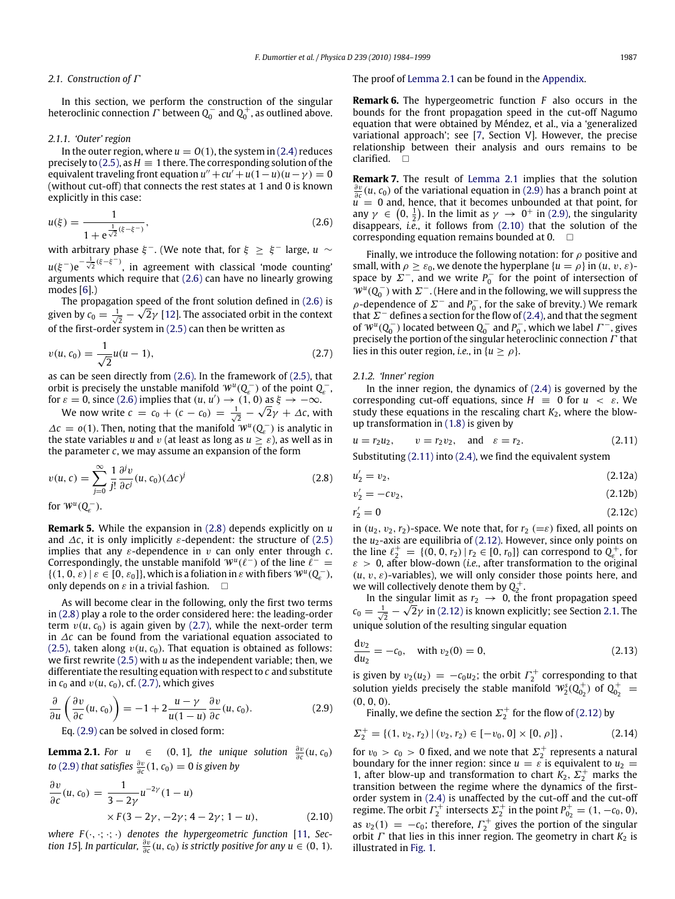### 2.1. Construction of $\Gamma$

In this section, we perform the construction of the singular heteroclinic connection $\Gamma$ between $Q_0^-$ and $Q_0^+$, as outlined above.

#### 2.1.1. 'Outer' region

In the outer region, where $u = O(1)$, the system in (2.4) reduces precisely to (2.5), as $H \equiv 1$ there. The corresponding solution of the equivalent traveling front equation $u'' + cu' + u(1-u)(u-\gamma) = 0$ (without cut-off) that connects the rest states at 1 and 0 is known explicitly in this case:

$$u(\xi) = \frac{1}{1 + e^{\frac{1}{\sqrt{2}}(\xi - \xi^-)}}, \tag{2.6}$$

with arbitrary phase $\xi^-$. (We note that, for $\xi \geq \xi^-$ large, $u \sim u(\xi^-)e^{-\frac{1}{\sqrt{2}}(\xi-\xi^-)}$, in agreement with classical 'mode counting' arguments which require that (2.6) can have no linearly growing modes [6].)

The propagation speed of the front solution defined in (2.6) is given by $c_0 = \frac{1}{\sqrt{2}} - \sqrt{2}\gamma$ [12]. The associated orbit in the context of the first-order system in (2.5) can then be written as

$$v(u, c_0) = \frac{1}{\sqrt{2}} u(u-1), \tag{2.7}$$

as can be seen directly from (2.6). In the framework of (2.5), that orbit is precisely the unstable manifold $\mathcal{W}^u(Q_\varepsilon^-)$ of the point $Q_\varepsilon^-$, for $\varepsilon = 0$, since (2.6) implies that $(u, u') \to (1, 0)$ as $\xi \to -\infty$.

We now write $c = c_0 + (c - c_0) = \frac{1}{\sqrt{2}} - \sqrt{2}\gamma + \Delta c$, with $\Delta c = o(1)$. Then, noting that the manifold $\mathcal{W}^u(Q_\varepsilon^-)$ is analytic in the state variables $u$ and $v$ (at least as long as $u \geq \varepsilon$), as well as in the parameter $c$, we may assume an expansion of the form

$$v(u, c) = \sum_{j=0}^{\infty} \frac{1}{j!} \frac{\partial^j v}{\partial c^j}(u, c_0)(\Delta c)^j \tag{2.8}$$

for $\mathcal{W}^u(Q_\varepsilon^-)$.

**Remark 5.** While the expansion in (2.8) depends explicitly on $u$ and $\Delta c$, it is only implicitly $\varepsilon$-dependent: the structure of (2.5) implies that any $\varepsilon$-dependence in $v$ can only enter through $c$. Correspondingly, the unstable manifold $\mathcal{W}^u(\ell^-)$ of the line $\ell^- = \{(1, 0, \varepsilon) \mid \varepsilon \in [0, \varepsilon_0]\}$, which is a foliation in $\varepsilon$ with fibers $\mathcal{W}^u(Q_\varepsilon^-)$, only depends on $\varepsilon$ in a trivial fashion. $\square$

As will become clear in the following, only the first two terms in (2.8) play a role to the order considered here: the leading-order term $v(u, c_0)$ is again given by (2.7), while the next-order term in $\Delta c$ can be found from the variational equation associated to (2.5), taken along $v(u, c_0)$. That equation is obtained as follows: we first rewrite (2.5) with $u$ as the independent variable; then, we differentiate the resulting equation with respect to $c$ and substitute in $c_0$ and $v(u, c_0)$, cf. (2.7), which gives

$$\frac{\partial}{\partial u}\left(\frac{\partial v}{\partial c}(u, c_0)\right) = -1 + 2\frac{u - \gamma}{u(1-u)}\frac{\partial v}{\partial c}(u, c_0). \tag{2.9}$$

Eq. (2.9) can be solved in closed form:

**Lemma 2.1.** *For $u \in (0, 1]$, the unique solution $\frac{\partial v}{\partial c}(u, c_0)$ to (2.9) that satisfies $\frac{\partial v}{\partial c}(1, c_0) = 0$ is given by*

$$\frac{\partial v}{\partial c}(u, c_0) = \frac{1}{3 - 2\gamma} u^{-2\gamma}(1-u) \times F(3 - 2\gamma, -2\gamma; 4 - 2\gamma; 1 - u), \tag{2.10}$$

*where $F(\cdot, \cdot; \cdot; \cdot)$ denotes the hypergeometric function [11, Section 15]. In particular, $\frac{\partial v}{\partial c}(u, c_0)$ is strictly positive for any $u \in (0, 1)$.*

The proof of Lemma 2.1 can be found in the Appendix.

**Remark 6.** The hypergeometric function $F$ also occurs in the bounds for the front propagation speed in the cut-off Nagumo equation that were obtained by Méndez, et al., via a 'generalized variational approach'; see [7, Section V]. However, the precise relationship between their analysis and ours remains to be clarified. $\square$

**Remark 7.** The result of Lemma 2.1 implies that the solution $\frac{\partial v}{\partial c}(u, c_0)$ of the variational equation in (2.9) has a branch point at $u = 0$ and, hence, that it becomes unbounded at that point, for any $\gamma \in \left(0, \frac{1}{2}\right)$. In the limit as $\gamma \to 0^+$ in (2.9), the singularity disappears, *i.e.*, it follows from (2.10) that the solution of the corresponding equation remains bounded at 0. $\square$

Finally, we introduce the following notation: for $\rho$ positive and small, with $\rho \geq \varepsilon_0$, we denote the hyperplane $\{u = \rho\}$ in $(u, v, \varepsilon)$-space by $\Sigma^-$, and we write $P_0^-$ for the point of intersection of $\mathcal{W}^u(Q_0^-)$ with $\Sigma^-$. (Here and in the following, we will suppress the $\rho$-dependence of $\Sigma^-$ and $P_0^-$, for the sake of brevity.) We remark that $\Sigma^-$ defines a section for the flow of (2.4), and that the segment of $\mathcal{W}^u(Q_0^-)$ located between $Q_0^-$ and $P_0^-$, which we label $\Gamma^-$, gives precisely the portion of the singular heteroclinic connection $\Gamma$ that lies in this outer region, *i.e.*, in $\{u \geq \rho\}$.

#### 2.1.2. 'Inner' region

In the inner region, the dynamics of (2.4) is governed by the corresponding cut-off equations, since $H \equiv 0$ for $u < \varepsilon$. We study these equations in the rescaling chart $K_2$, where the blow-up transformation in (1.8) is given by

$$u = r_2 u_2, \quad v = r_2 v_2, \quad \text{and} \quad \varepsilon = r_2. \tag{2.11}$$

Substituting (2.11) into (2.4), we find the equivalent system

$$u_2' = v_2, \tag{2.12a}$$

$$v_2' = -cv_2, \tag{2.12b}$$

$$r_2' = 0 \tag{2.12c}$$

in $(u_2, v_2, r_2)$-space. We note that, for $r_2$ $(=\varepsilon)$ fixed, all points on the $u_2$-axis are equilibria of (2.12). However, since only points on the line $\ell_2^+ = \{(0, 0, r_2) \mid r_2 \in [0, r_0]\}$ can correspond to $Q_\varepsilon^+$, for $\varepsilon > 0$, after blow-down (*i.e.*, after transformation to the original $(u, v, \varepsilon)$-variables), we will only consider those points here, and we will collectively denote them by $Q_2^+$.

In the singular limit as $r_2 \to 0$, the front propagation speed $c_0 = \frac{1}{\sqrt{2}} - \sqrt{2}\gamma$ in (2.12) is known explicitly; see Section 2.1. The unique solution of the resulting singular equation

$$\frac{dv_2}{du_2} = -c_0, \quad \text{with } v_2(0) = 0, \tag{2.13}$$

is given by $v_2(u_2) = -c_0 u_2$; the orbit $\Gamma_2^+$ corresponding to that solution yields precisely the stable manifold $\mathcal{W}_2^s(Q_{0_2}^+)$ of $Q_{0_2}^+ = (0, 0, 0)$.

Finally, we define the section $\Sigma_2^+$ for the flow of (2.12) by

$$\Sigma_2^+ = \{(1, v_2, r_2) \mid (v_2, r_2) \in [-v_0, 0] \times [0, \rho]\}, \tag{2.14}$$

for $v_0 > c_0 > 0$ fixed, and we note that $\Sigma_2^+$ represents a natural boundary for the inner region: since $u = \varepsilon$ is equivalent to $u_2 = 1$, after blow-up and transformation to chart $K_2$, $\Sigma_2^+$ marks the transition between the regime where the dynamics of the first-order system in (2.4) is unaffected by the cut-off and the cut-off regime. The orbit $\Gamma_2^+$ intersects $\Sigma_2^+$ in the point $P_{0_2}^+ = (1, -c_0, 0)$, as $v_2(1) = -c_0$; therefore, $\Gamma_2^+$ gives the portion of the singular orbit $\Gamma$ that lies in this inner region. The geometry in chart $K_2$ is illustrated in Fig. 1.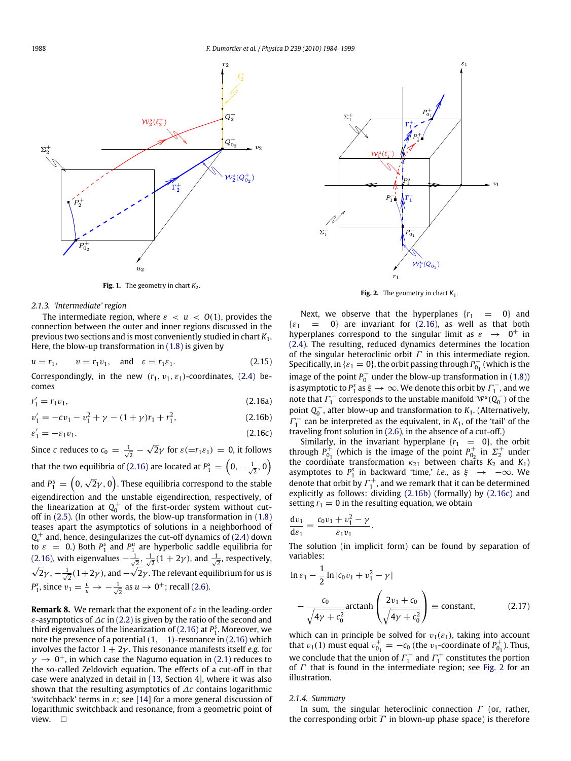**Fig. 1.** The geometry in chart $K_2$.

**Fig. 2.** The geometry in chart $K_1$.

#### 2.1.3. 'Intermediate' region

The intermediate region, where $\varepsilon < u < O(1)$, provides the connection between the outer and inner regions discussed in the previous two sections and is most conveniently studied in chart $K_1$. Here, the blow-up transformation in (1.8) is given by

$$u = r_1, \quad v = r_1 v_1, \quad \text{and} \quad \varepsilon = r_1 \varepsilon_1. \tag{2.15}$$

Correspondingly, in the new $(r_1, v_1, \varepsilon_1)$-coordinates, (2.4) becomes

$$r_1' = r_1 v_1, \tag{2.16a}$$

$$v_1' = -cv_1 - v_1^2 + \gamma - (1+\gamma)r_1 + r_1^2, \tag{2.16b}$$

$$\varepsilon_1' = -\varepsilon_1 v_1. \tag{2.16c}$$

Since $c$ reduces to $c_0 = \frac{1}{\sqrt{2}} - \sqrt{2}\gamma$ for $\varepsilon(=r_1\varepsilon_1) = 0$, it follows that the two equilibria of (2.16) are located at $P_1^s = \left(0, -\frac{1}{\sqrt{2}}, 0\right)$ and $P_1^u = \left(0, \sqrt{2}\gamma, 0\right)$. These equilibria correspond to the stable eigendirection and the unstable eigendirection, respectively, of the linearization at $Q_0^+$ of the first-order system without cut-off in (2.5). (In other words, the blow-up transformation in (1.8) teases apart the asymptotics of solutions in a neighborhood of $Q_\varepsilon^+$ and, hence, desingularizes the cut-off dynamics of (2.4) down to $\varepsilon = 0$.) Both $P_1^s$ and $P_1^u$ are hyperbolic saddle equilibria for (2.16), with eigenvalues $-\frac{1}{\sqrt{2}}$, $\frac{1}{\sqrt{2}}(1+2\gamma)$, and $\frac{1}{\sqrt{2}}$, respectively, $\sqrt{2}\gamma$, $-\frac{1}{\sqrt{2}}(1+2\gamma)$, and $-\sqrt{2}\gamma$. The relevant equilibrium for us is $P_1^s$, since $v_1 = \frac{v}{u} \to -\frac{1}{\sqrt{2}}$ as $u \to 0^+$; recall (2.6).

**Remark 8.** We remark that the exponent of $\varepsilon$ in the leading-order $\varepsilon$-asymptotics of $\Delta c$ in (2.2) is given by the ratio of the second and third eigenvalues of the linearization of (2.16) at $P_1^s$. Moreover, we note the presence of a potential $(1, -1)$-resonance in (2.16) which involves the factor $1 + 2\gamma$. This resonance manifests itself *e.g.* for $\gamma \to 0^+$, in which case the Nagumo equation in (2.1) reduces to the so-called Zeldovich equation. The effects of a cut-off in that case were analyzed in detail in [13, Section 4], where it was also shown that the resulting asymptotics of $\Delta c$ contains logarithmic 'switchback' terms in $\varepsilon$; see [14] for a more general discussion of logarithmic switchback and resonance, from a geometric point of view. □

Next, we observe that the hyperplanes $\{r_1 = 0\}$ and $\{\varepsilon_1 = 0\}$ are invariant for (2.16), as well as that both hyperplanes correspond to the singular limit as $\varepsilon \to 0^+$ in (2.4). The resulting, reduced dynamics determines the location of the singular heteroclinic orbit $\Gamma$ in this intermediate region. Specifically, in $\{\varepsilon_1 = 0\}$, the orbit passing through $P_{0_1}^-$ (which is the image of the point $P_0^-$ under the blow-up transformation in (1.8)) is asymptotic to $P_1^s$ as $\xi \to \infty$. We denote this orbit by $\Gamma_1^-$, and we note that $\Gamma_1^-$ corresponds to the unstable manifold $\mathcal{W}^u(Q_0^-)$ of the point $Q_0^-$, after blow-up and transformation to $K_1$. (Alternatively, $\Gamma_1^-$ can be interpreted as the equivalent, in $K_1$, of the 'tail' of the traveling front solution in (2.6), in the absence of a cut-off.)

Similarly, in the invariant hyperplane $\{r_1 = 0\}$, the orbit through $P_{0_1}^+$ (which is the image of the point $P_{0_2}^+$ in $\Sigma_2^+$ under the coordinate transformation $\kappa_{21}$ between charts $K_2$ and $K_1$) asymptotes to $P_1^s$ in backward 'time,' *i.e.*, as $\xi \to -\infty$. We denote that orbit by $\Gamma_1^+$, and we remark that it can be determined explicitly as follows: dividing (2.16b) (formally) by (2.16c) and setting $r_1 = 0$ in the resulting equation, we obtain

$$\frac{\mathrm{d}v_1}{\mathrm{d}\varepsilon_1} = \frac{c_0 v_1 + v_1^2 - \gamma}{\varepsilon_1 v_1}.$$

The solution (in implicit form) can be found by separation of variables:

$$\ln \varepsilon_1 - \frac{1}{2} \ln |c_0 v_1 + v_1^2 - \gamma| - \frac{c_0}{\sqrt{4\gamma + c_0^2}} \operatorname{arctanh}\left(\frac{2v_1 + c_0}{\sqrt{4\gamma + c_0^2}}\right) \equiv \text{constant}, \tag{2.17}$$

which can in principle be solved for $v_1(\varepsilon_1)$, taking into account that $v_1(1)$ must equal $v_{0_1}^+ = -c_0$ (the $v_1$-coordinate of $P_{0_1}^+$). Thus, we conclude that the union of $\Gamma_1^-$ and $\Gamma_1^+$ constitutes the portion of $\Gamma$ that is found in the intermediate region; see Fig. 2 for an illustration.

#### 2.1.4. Summary

In sum, the singular heteroclinic connection $\Gamma$ (or, rather, the corresponding orbit $\overline{\Gamma}$ in blown-up phase space) is therefore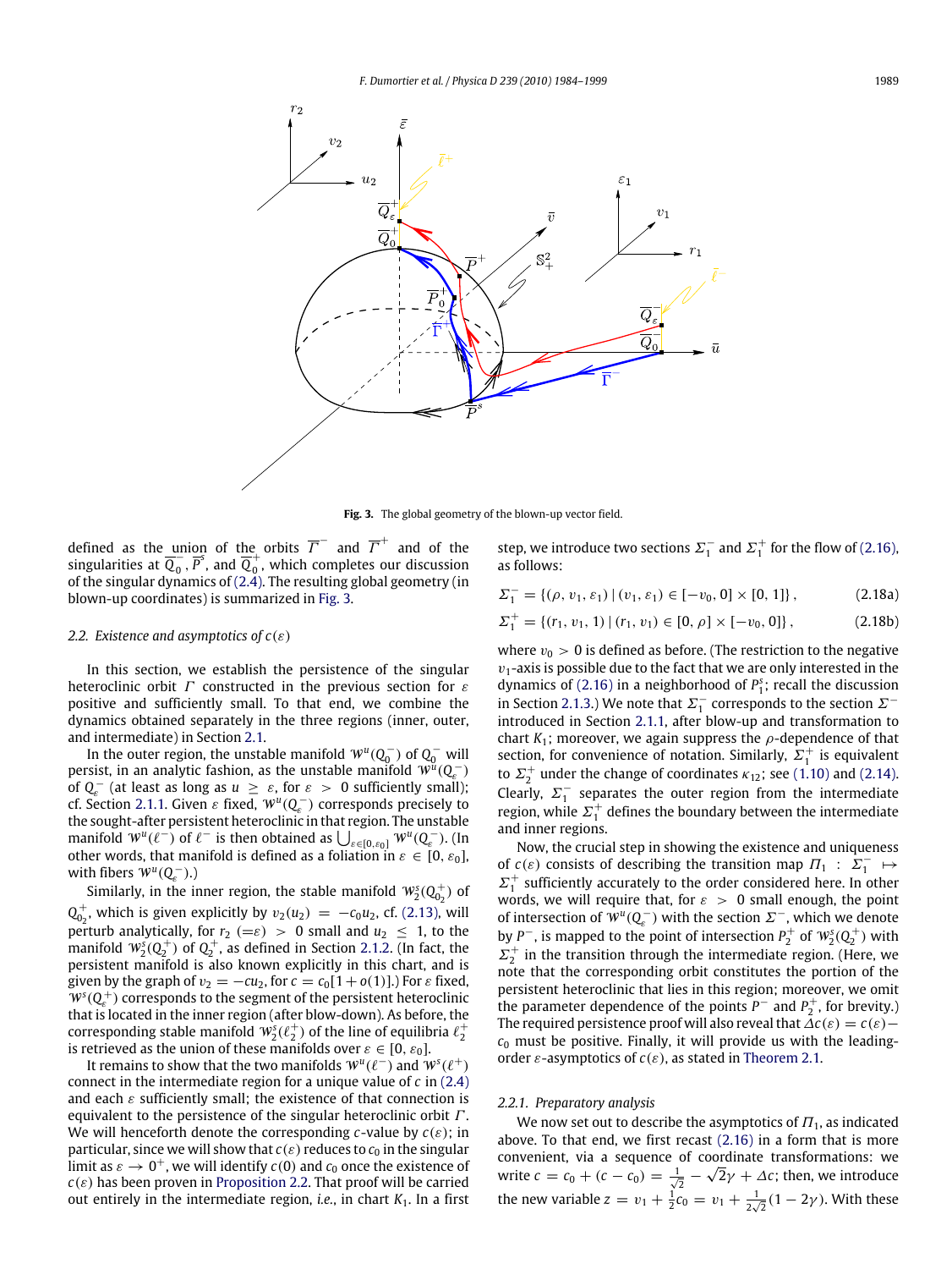**Fig. 3.** The global geometry of the blown-up vector field.

defined as the union of the orbits $\overline{\Gamma}^-$ and $\overline{\Gamma}^+$ and of the singularities at $\overline{Q}_0^-$, $\overline{P}^s$, and $\overline{Q}_0^+$, which completes our discussion of the singular dynamics of (2.4). The resulting global geometry (in blown-up coordinates) is summarized in Fig. 3.

### 2.2. Existence and asymptotics of $c(\varepsilon)$

In this section, we establish the persistence of the singular heteroclinic orbit $\Gamma$ constructed in the previous section for $\varepsilon$ positive and sufficiently small. To that end, we combine the dynamics obtained separately in the three regions (inner, outer, and intermediate) in Section 2.1.

In the outer region, the unstable manifold $\mathcal{W}^u(Q_0^-)$ of $Q_0^-$ will persist, in an analytic fashion, as the unstable manifold $\mathcal{W}^u(Q_\varepsilon^-)$ of $Q_\varepsilon^-$ (at least as long as $u \geq \varepsilon$, for $\varepsilon > 0$ sufficiently small); cf. Section 2.1.1. Given $\varepsilon$ fixed, $\mathcal{W}^u(Q_\varepsilon^-)$ corresponds precisely to the sought-after persistent heteroclinic in that region. The unstable manifold $\mathcal{W}^u(\ell^-)$ of $\ell^-$ is then obtained as $\bigcup_{\varepsilon\in[0,\varepsilon_0]} \mathcal{W}^u(Q_\varepsilon^-)$. (In other words, that manifold is defined as a foliation in $\varepsilon \in [0, \varepsilon_0]$, with fibers $\mathcal{W}^u(Q_\varepsilon^-)$.)

Similarly, in the inner region, the stable manifold $\mathcal{W}_2^s(Q_{0_2}^+)$ of $Q_{0_2}^+$, which is given explicitly by $v_2(u_2) = -c_0u_2$, cf. (2.13), will perturb analytically, for $r_2$ $(=\varepsilon) > 0$ small and $u_2 \leq 1$, to the manifold $\mathcal{W}_2^s(Q_2^+)$ of $Q_2^+$, as defined in Section 2.1.2. (In fact, the persistent manifold is also known explicitly in this chart, and is given by the graph of $v_2 = -cu_2$, for $c = c_0[1 + o(1)]$.) For $\varepsilon$ fixed, $\mathcal{W}^s(Q_\varepsilon^+)$ corresponds to the segment of the persistent heteroclinic that is located in the inner region (after blow-down). As before, the corresponding stable manifold $\mathcal{W}_2^s(\ell_2^+)$ of the line of equilibria $\ell_2^+$ is retrieved as the union of these manifolds over $\varepsilon \in [0, \varepsilon_0]$.

It remains to show that the two manifolds $\mathcal{W}^u(\ell^-)$ and $\mathcal{W}^s(\ell^+)$ connect in the intermediate region for a unique value of $c$ in (2.4) and each $\varepsilon$ sufficiently small; the existence of that connection is equivalent to the persistence of the singular heteroclinic orbit $\Gamma$. We will henceforth denote the corresponding $c$-value by $c(\varepsilon)$; in particular, since we will show that $c(\varepsilon)$ reduces to $c_0$ in the singular limit as $\varepsilon \to 0^+$, we will identify $c(0)$ and $c_0$ once the existence of $c(\varepsilon)$ has been proven in Proposition 2.2. That proof will be carried out entirely in the intermediate region, *i.e.*, in chart $K_1$. In a first step, we introduce two sections $\Sigma_1^-$ and $\Sigma_1^+$ for the flow of (2.16), as follows:

$$\Sigma_1^- = \{(\rho, v_1, \varepsilon_1) \mid (v_1, \varepsilon_1) \in [-v_0, 0] \times [0, 1]\}, \tag{2.18a}$$

$$\Sigma_1^+ = \{(r_1, v_1, 1) \mid (r_1, v_1) \in [0, \rho] \times [-v_0, 0]\}, \tag{2.18b}$$

where $v_0 > 0$ is defined as before. (The restriction to the negative $v_1$-axis is possible due to the fact that we are only interested in the dynamics of (2.16) in a neighborhood of $P_1^s$; recall the discussion in Section 2.1.3.) We note that $\Sigma_1^-$ corresponds to the section $\Sigma^-$ introduced in Section 2.1.1, after blow-up and transformation to chart $K_1$; moreover, we again suppress the $\rho$-dependence of that section, for convenience of notation. Similarly, $\Sigma_1^+$ is equivalent to $\Sigma_2^+$ under the change of coordinates $\kappa_{12}$; see (1.10) and (2.14). Clearly, $\Sigma_1^-$ separates the outer region from the intermediate region, while $\Sigma_1^+$ defines the boundary between the intermediate and inner regions.

Now, the crucial step in showing the existence and uniqueness of $c(\varepsilon)$ consists of describing the transition map $\Pi_1 : \Sigma_1^- \mapsto \Sigma_1^+$ sufficiently accurately to the order considered here. In other words, we will require that, for $\varepsilon > 0$ small enough, the point of intersection of $\mathcal{W}^u(Q_\varepsilon^-)$ with the section $\Sigma^-$, which we denote by $P^-$, is mapped to the point of intersection $P_2^+$ of $\mathcal{W}_2^s(Q_2^+)$ with $\Sigma_2^+$ in the transition through the intermediate region. (Here, we note that the corresponding orbit constitutes the portion of the persistent heteroclinic that lies in this region; moreover, we omit the parameter dependence of the points $P^-$ and $P_2^+$, for brevity.) The required persistence proof will also reveal that $\Delta c(\varepsilon) = c(\varepsilon) - c_0$ must be positive. Finally, it will provide us with the leading-order $\varepsilon$-asymptotics of $c(\varepsilon)$, as stated in Theorem 2.1.

#### 2.2.1. Preparatory analysis

We now set out to describe the asymptotics of $\Pi_1$, as indicated above. To that end, we first recast (2.16) in a form that is more convenient, via a sequence of coordinate transformations: we write $c = c_0 + (c - c_0) = \frac{1}{\sqrt{2}} - \sqrt{2}\gamma + \Delta c$; then, we introduce the new variable $z = v_1 + \frac{1}{2}c_0 = v_1 + \frac{1}{2\sqrt{2}}(1 - 2\gamma)$. With these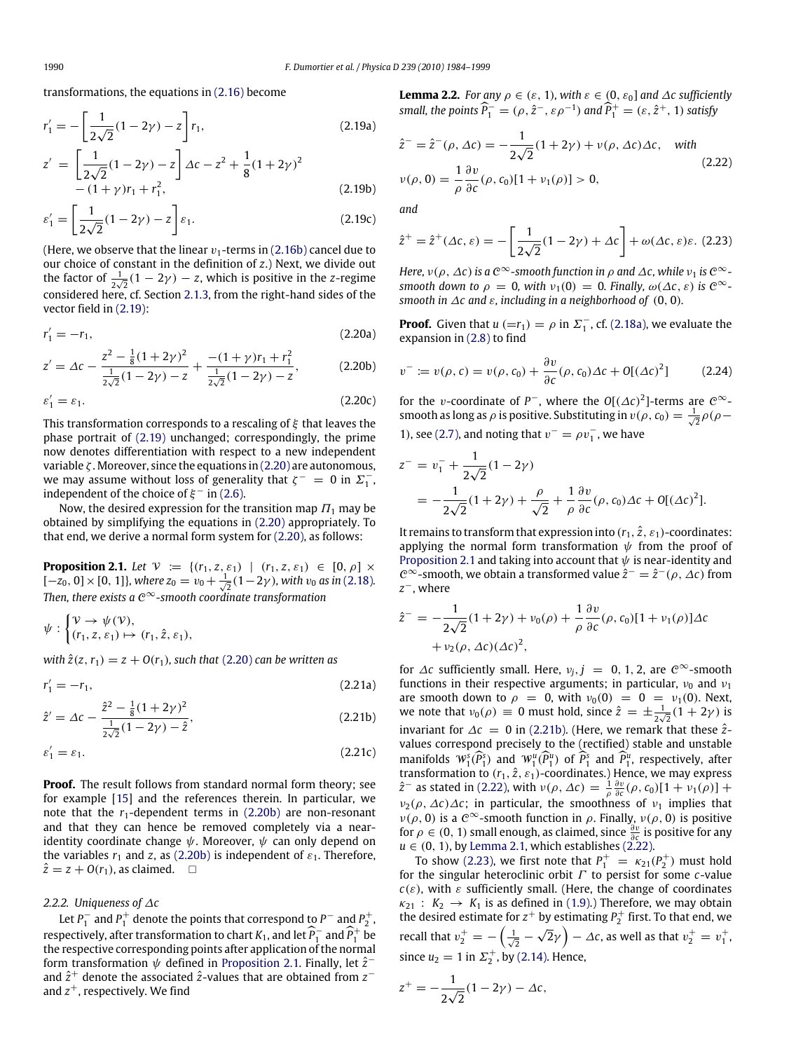transformations, the equations in (2.16) become

$$r_1' = -\left[\frac{1}{2\sqrt{2}}(1-2\gamma) - z\right] r_1, \tag{2.19a}$$

$$z' = \left[\frac{1}{2\sqrt{2}}(1-2\gamma) - z\right]\Delta c - z^2 + \frac{1}{8}(1+2\gamma)^2 - (1+\gamma)r_1 + r_1^2, \tag{2.19b}$$

$$\varepsilon_1' = \left[\frac{1}{2\sqrt{2}}(1-2\gamma) - z\right]\varepsilon_1. \tag{2.19c}$$

(Here, we observe that the linear $v_1$-terms in (2.16b) cancel due to our choice of constant in the definition of $z$.) Next, we divide out the factor of $\frac{1}{2\sqrt{2}}(1-2\gamma) - z$, which is positive in the $z$-regime considered here, cf. Section 2.1.3, from the right-hand sides of the vector field in (2.19):

$$r_1' = -r_1, \tag{2.20a}$$

$$z' = \Delta c - \frac{z^2 - \frac{1}{8}(1+2\gamma)^2}{\frac{1}{2\sqrt{2}}(1-2\gamma) - z} + \frac{-(1+\gamma)r_1 + r_1^2}{\frac{1}{2\sqrt{2}}(1-2\gamma) - z}, \tag{2.20b}$$

$$\varepsilon_1' = \varepsilon_1. \tag{2.20c}$$

This transformation corresponds to a rescaling of $\xi$ that leaves the phase portrait of (2.19) unchanged; correspondingly, the prime now denotes differentiation with respect to a new independent variable $\zeta$. Moreover, since the equations in (2.20) are autonomous, we may assume without loss of generality that $\zeta^- = 0$ in $\Sigma_1^-$, independent of the choice of $\xi^-$ in (2.6).

Now, the desired expression for the transition map $\Pi_1$ may be obtained by simplifying the equations in (2.20) appropriately. To that end, we derive a normal form system for (2.20), as follows:

**Proposition 2.1.** *Let $\mathcal{V} := \{(r_1, z, \varepsilon_1) \mid (r_1, z, \varepsilon_1) \in [0, \rho] \times [-z_0, 0] \times [0, 1]\}$, where $z_0 = v_0 + \frac{1}{\sqrt{2}}(1-2\gamma)$, with $v_0$ as in (2.18). Then, there exists a $\mathcal{C}^\infty$-smooth coordinate transformation*

$$\psi : \begin{cases} \mathcal{V} \to \psi(\mathcal{V}), \\ (r_1, z, \varepsilon_1) \mapsto (r_1, \hat{z}, \varepsilon_1), \end{cases}$$

*with $\hat{z}(z, r_1) = z + O(r_1)$, such that (2.20) can be written as*

$$r_1' = -r_1, \tag{2.21a}$$

$$\hat{z}' = \Delta c - \frac{\hat{z}^2 - \frac{1}{8}(1+2\gamma)^2}{\frac{1}{2\sqrt{2}}(1-2\gamma) - \hat{z}}, \tag{2.21b}$$

$$\varepsilon_1' = \varepsilon_1. \tag{2.21c}$$

**Proof.** The result follows from standard normal form theory; see for example [15] and the references therein. In particular, we note that the $r_1$-dependent terms in (2.20b) are non-resonant and that they can hence be removed completely via a near-identity coordinate change $\psi$. Moreover, $\psi$ can only depend on the variables $r_1$ and $z$, as (2.20b) is independent of $\varepsilon_1$. Therefore, $\hat{z} = z + O(r_1)$, as claimed. □

#### 2.2.2. Uniqueness of $\Delta c$

Let $P_1^-$ and $P_1^+$ denote the points that correspond to $P^-$ and $P_2^+$, respectively, after transformation to chart $K_1$, and let $\widehat{P}_1^-$ and $\widehat{P}_1^+$ be the respective corresponding points after application of the normal form transformation $\psi$ defined in Proposition 2.1. Finally, let $\hat{z}^-$ and $\hat{z}^+$ denote the associated $\hat{z}$-values that are obtained from $z^-$ and $z^+$, respectively. We find

**Lemma 2.2.** *For any $\rho \in (\varepsilon, 1)$, with $\varepsilon \in (0, \varepsilon_0]$ and $\Delta c$ sufficiently small, the points $\widehat{P}_1^- = (\rho, \hat{z}^-, \varepsilon\rho^{-1})$ and $\widehat{P}_1^+ = (\varepsilon, \hat{z}^+, 1)$ satisfy*

$$\hat{z}^- = \hat{z}^-(\rho, \Delta c) = -\frac{1}{2\sqrt{2}}(1+2\gamma) + \nu(\rho, \Delta c)\Delta c, \quad \text{with}$$
$$\nu(\rho, 0) = \frac{1}{\rho}\frac{\partial v}{\partial c}(\rho, c_0)[1 + \nu_1(\rho)] > 0, \tag{2.22}$$

*and*

$$\hat{z}^+ = \hat{z}^+(\Delta c, \varepsilon) = -\left[\frac{1}{2\sqrt{2}}(1-2\gamma) + \Delta c\right] + \omega(\Delta c, \varepsilon)\varepsilon. \tag{2.23}$$

*Here, $\nu(\rho, \Delta c)$ is a $\mathcal{C}^\infty$-smooth function in $\rho$ and $\Delta c$, while $\nu_1$ is $\mathcal{C}^\infty$-smooth down to $\rho = 0$, with $\nu_1(0) = 0$. Finally, $\omega(\Delta c, \varepsilon)$ is $\mathcal{C}^\infty$-smooth in $\Delta c$ and $\varepsilon$, including in a neighborhood of $(0, 0)$.*

**Proof.** Given that $u\ (= r_1) = \rho$ in $\Sigma_1^-$, cf. (2.18a), we evaluate the expansion in (2.8) to find

$$v^- := v(\rho, c) = v(\rho, c_0) + \frac{\partial v}{\partial c}(\rho, c_0)\Delta c + O[(\Delta c)^2] \tag{2.24}$$

for the $v$-coordinate of $P^-$, where the $O[(\Delta c)^2]$-terms are $\mathcal{C}^\infty$-smooth as long as $\rho$ is positive. Substituting in $v(\rho, c_0) = \frac{1}{\sqrt{2}}\rho(\rho - 1)$, see (2.7), and noting that $v^- = \rho v_1^-$, we have

$$\begin{aligned} z^- &= v_1^- + \frac{1}{2\sqrt{2}}(1-2\gamma) \\ &= -\frac{1}{2\sqrt{2}}(1+2\gamma) + \frac{\rho}{\sqrt{2}} + \frac{1}{\rho}\frac{\partial v}{\partial c}(\rho, c_0)\Delta c + O[(\Delta c)^2]. \end{aligned}$$

It remains to transform that expression into $(r_1, \hat{z}, \varepsilon_1)$-coordinates: applying the normal form transformation $\psi$ from the proof of Proposition 2.1 and taking into account that $\psi$ is near-identity and $\mathcal{C}^\infty$-smooth, we obtain a transformed value $\hat{z}^- = \hat{z}^-(\rho, \Delta c)$ from $z^-$, where

$$\begin{aligned} \hat{z}^- &= -\frac{1}{2\sqrt{2}}(1+2\gamma) + \nu_0(\rho) + \frac{1}{\rho}\frac{\partial v}{\partial c}(\rho, c_0)[1 + \nu_1(\rho)]\Delta c \\ &\quad + \nu_2(\rho, \Delta c)(\Delta c)^2, \end{aligned}$$

for $\Delta c$ sufficiently small. Here, $\nu_j$, $j = 0, 1, 2$, are $\mathcal{C}^\infty$-smooth functions in their respective arguments; in particular, $\nu_0$ and $\nu_1$ are smooth down to $\rho = 0$, with $\nu_0(0) = 0 = \nu_1(0)$. Next, we note that $\nu_0(\rho) \equiv 0$ must hold, since $\hat{z} = \pm\frac{1}{2\sqrt{2}}(1+2\gamma)$ is invariant for $\Delta c = 0$ in (2.21b). (Here, we remark that these $\hat{z}$-values correspond precisely to the (rectified) stable and unstable manifolds $\mathcal{W}_1^s(\widehat{P}_1^s)$ and $\mathcal{W}_1^u(\widehat{P}_1^u)$ of $\widehat{P}_1^s$ and $\widehat{P}_1^u$, respectively, after transformation to $(r_1, \hat{z}, \varepsilon_1)$-coordinates.) Hence, we may express $\hat{z}^-$ as stated in (2.22), with $\nu(\rho, \Delta c) = \frac{1}{\rho}\frac{\partial v}{\partial c}(\rho, c_0)[1 + \nu_1(\rho)] + \nu_2(\rho, \Delta c)\Delta c$; in particular, the smoothness of $\nu_1$ implies that $\nu(\rho, 0)$ is a $\mathcal{C}^\infty$-smooth function in $\rho$. Finally, $\nu(\rho, 0)$ is positive for $\rho \in (0, 1)$ small enough, as claimed, since $\frac{\partial v}{\partial c}$ is positive for any $u \in (0, 1)$, by Lemma 2.1, which establishes (2.22).

To show (2.23), we first note that $P_1^+ = \kappa_{21}(P_2^+)$ must hold for the singular heteroclinic orbit $\Gamma$ to persist for some $c$-value $c(\varepsilon)$, with $\varepsilon$ sufficiently small. (Here, the change of coordinates $\kappa_{21} : K_2 \to K_1$ is as defined in (1.9).) Therefore, we may obtain the desired estimate for $z^+$ by estimating $P_2^+$ first. To that end, we recall that $v_2^+ = -\left(\frac{1}{\sqrt{2}} - \sqrt{2}\gamma\right) - \Delta c$, as well as that $v_2^+ = v_1^+$, since $u_2 = 1$ in $\Sigma_2^+$, by (2.14). Hence,

$$z^+ = -\frac{1}{2\sqrt{2}}(1-2\gamma) - \Delta c,$$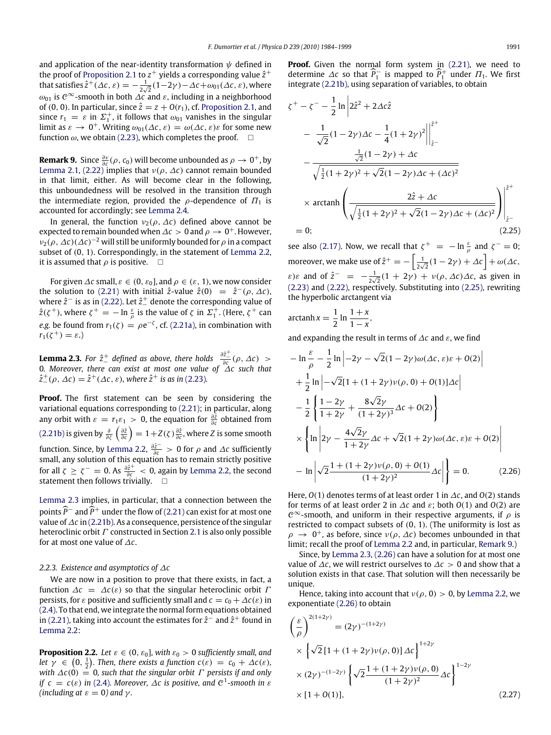and application of the near-identity transformation $\psi$ defined in the proof of Proposition 2.1 to $z^+$ yields a corresponding value $\hat{z}^+$ that satisfies $\hat{z}^+(\Delta c, \varepsilon) = -\frac{1}{2\sqrt{2}}(1-2\gamma) - \Delta c + \omega_{01}(\Delta c, \varepsilon)$, where $\omega_{01}$ is $\mathcal{C}^\infty$-smooth in both $\Delta c$ and $\varepsilon$, including in a neighborhood of $(0, 0)$. In particular, since $\hat{z} = z + O(r_1)$, cf. Proposition 2.1, and since $r_1 = \varepsilon$ in $\Sigma_1^+$, it follows that $\omega_{01}$ vanishes in the singular limit as $\varepsilon \to 0^+$. Writing $\omega_{01}(\Delta c, \varepsilon) = \omega(\Delta c, \varepsilon)\varepsilon$ for some new function $\omega$, we obtain (2.23), which completes the proof. □

**Remark 9.** Since $\frac{\partial v}{\partial c}(\rho, c_0)$ will become unbounded as $\rho \to 0^+$, by Lemma 2.1, (2.22) implies that $\nu(\rho, \Delta c)$ cannot remain bounded in that limit, either. As will become clear in the following, this unboundedness will be resolved in the transition through the intermediate region, provided the $\rho$-dependence of $\Pi_1$ is accounted for accordingly; see Lemma 2.4.

In general, the function $\nu_2(\rho, \Delta c)$ defined above cannot be expected to remain bounded when $\Delta c > 0$ and $\rho \to 0^+$. However, $\nu_2(\rho, \Delta c)(\Delta c)^{-2}$ will still be uniformly bounded for $\rho$ in a compact subset of $(0, 1)$. Correspondingly, in the statement of Lemma 2.2, it is assumed that $\rho$ is positive. □

For given $\Delta c$ small, $\varepsilon \in (0, \varepsilon_0]$, and $\rho \in (\varepsilon, 1)$, we now consider the solution to (2.21) with initial $\hat{z}$-value $\hat{z}(0) = \hat{z}^-(\rho, \Delta c)$, where $\hat{z}^-$ is as in (2.22). Let $\hat{z}_-^+$ denote the corresponding value of $\hat{z}(\zeta^+)$, where $\zeta^+ = -\ln\frac{\varepsilon}{\rho}$ is the value of $\zeta$ in $\Sigma_1^+$. (Here, $\zeta^+$ can *e.g.* be found from $r_1(\zeta) = \rho e^{-\zeta}$, cf. (2.21a), in combination with $r_1(\zeta^+) = \varepsilon$.)

**Lemma 2.3.** *For $\hat{z}_-^+$ defined as above, there holds $\frac{\partial \hat{z}_-^+}{\partial c}(\rho, \Delta c) > 0$. Moreover, there can exist at most one value of $\Delta c$ such that $\hat{z}_-^+(\rho, \Delta c) = \hat{z}^+(\Delta c, \varepsilon)$, where $\hat{z}^+$ is as in (2.23).*

**Proof.** The first statement can be seen by considering the variational equations corresponding to (2.21); in particular, along any orbit with $\varepsilon = r_1\varepsilon_1 > 0$, the equation for $\frac{\partial \hat{z}}{\partial c}$ obtained from (2.21b) is given by $\frac{\partial}{\partial \zeta}\left(\frac{\partial \hat{z}}{\partial c}\right) = 1 + Z(\zeta)\frac{\partial \hat{z}}{\partial c}$, where $Z$ is some smooth function. Since, by Lemma 2.2, $\frac{\partial \hat{z}^-}{\partial c} > 0$ for $\rho$ and $\Delta c$ sufficiently small, any solution of this equation has to remain strictly positive for all $\zeta \geq \zeta^- = 0$. As $\frac{\partial \hat{z}^+}{\partial c} < 0$, again by Lemma 2.2, the second statement then follows trivially. □

Lemma 2.3 implies, in particular, that a connection between the points $\widehat{P}^-$ and $\widehat{P}^+$ under the flow of (2.21) can exist for at most one value of $\Delta c$ in (2.21b). As a consequence, persistence of the singular heteroclinic orbit $\Gamma$ constructed in Section 2.1 is also only possible for at most one value of $\Delta c$.

*2.2.3. Existence and asymptotics of $\Delta c$*

We are now in a position to prove that there exists, in fact, a function $\Delta c = \Delta c(\varepsilon)$ so that the singular heteroclinic orbit $\Gamma$ persists, for $\varepsilon$ positive and sufficiently small and $c = c_0 + \Delta c(\varepsilon)$ in (2.4). To that end, we integrate the normal form equations obtained in (2.21), taking into account the estimates for $\hat{z}^-$ and $\hat{z}^+$ found in Lemma 2.2:

**Proposition 2.2.** *Let $\varepsilon \in (0, \varepsilon_0]$, with $\varepsilon_0 > 0$ sufficiently small, and let $\gamma \in \left(0, \frac{1}{2}\right)$. Then, there exists a function $c(\varepsilon) = c_0 + \Delta c(\varepsilon)$, with $\Delta c(0) = 0$, such that the singular orbit $\Gamma$ persists if and only if $c = c(\varepsilon)$ in (2.4). Moreover, $\Delta c$ is positive, and $\mathcal{C}^1$-smooth in $\varepsilon$ (including at $\varepsilon = 0$) and $\gamma$.*

**Proof.** Given the normal form system in (2.21), we need to determine $\Delta c$ so that $\widehat{P}_1^-$ is mapped to $\widehat{P}_1^+$ under $\Pi_1$. We first integrate (2.21b), using separation of variables, to obtain

$$
\begin{aligned}
&\zeta^+ - \zeta^- - \frac{1}{2}\ln\left|2\hat{z}^2 + 2\Delta c\hat{z} - \frac{1}{\sqrt{2}}(1-2\gamma)\Delta c - \frac{1}{4}(1+2\gamma)^2\right|\Bigg|_{\hat{z}^-}^{\hat{z}^+} \\
&- \frac{\frac{1}{\sqrt{2}}(1-2\gamma) + \Delta c}{\sqrt{\frac{1}{2}(1+2\gamma)^2 + \sqrt{2}(1-2\gamma)\Delta c + (\Delta c)^2}} \\
&\times \operatorname{arctanh}\left(\frac{2\hat{z} + \Delta c}{\sqrt{\frac{1}{2}(1+2\gamma)^2 + \sqrt{2}(1-2\gamma)\Delta c + (\Delta c)^2}}\right)\Bigg|_{\hat{z}^-}^{\hat{z}^+} \\
&= 0;
\end{aligned}
\tag{2.25}
$$

see also (2.17). Now, we recall that $\zeta^+ = -\ln\frac{\varepsilon}{\rho}$ and $\zeta^- = 0$; moreover, we make use of $\hat{z}^+ = -\left[\frac{1}{2\sqrt{2}}(1-2\gamma) + \Delta c\right] + \omega(\Delta c, \varepsilon)\varepsilon$ and of $\hat{z}^- = -\frac{1}{2\sqrt{2}}(1+2\gamma) + \nu(\rho, \Delta c)\Delta c$, as given in (2.23) and (2.22), respectively. Substituting into (2.25), rewriting the hyperbolic arctangent via

$$
\operatorname{arctanh} x = \frac{1}{2}\ln\frac{1+x}{1-x},
$$

and expanding the result in terms of $\Delta c$ and $\varepsilon$, we find

$$
\begin{aligned}
&-\ln\frac{\varepsilon}{\rho} - \frac{1}{2}\ln\left|-2\gamma - \sqrt{2}(1-2\gamma)\omega(\Delta c, \varepsilon)\varepsilon + O(2)\right| \\
&+ \frac{1}{2}\ln\left|-\sqrt{2}[1 + (1+2\gamma)\nu(\rho, 0) + O(1)]\Delta c\right| \\
&- \frac{1}{2}\left\{\frac{1-2\gamma}{1+2\gamma} + \frac{8\sqrt{2}\gamma}{(1+2\gamma)^3}\Delta c + O(2)\right\} \\
&\times \left\{\ln\left|2\gamma - \frac{4\sqrt{2}\gamma}{1+2\gamma}\Delta c + \sqrt{2}(1+2\gamma)\omega(\Delta c, \varepsilon)\varepsilon + O(2)\right|\right. \\
&\left. - \ln\left|\sqrt{2}\frac{1 + (1+2\gamma)\nu(\rho, 0) + O(1)}{(1+2\gamma)^2}\Delta c\right|\right\} = 0.
\end{aligned}
\tag{2.26}
$$

Here, $O(1)$ denotes terms of at least order 1 in $\Delta c$, and $O(2)$ stands for terms of at least order 2 in $\Delta c$ and $\varepsilon$; both $O(1)$ and $O(2)$ are $\mathcal{C}^\infty$-smooth, and uniform in their respective arguments, if $\rho$ is restricted to compact subsets of $(0, 1)$. (The uniformity is lost as $\rho \to 0^+$, as before, since $\nu(\rho, \Delta c)$ becomes unbounded in that limit; recall the proof of Lemma 2.2 and, in particular, Remark 9.)

Since, by Lemma 2.3, (2.26) can have a solution for at most one value of $\Delta c$, we will restrict ourselves to $\Delta c > 0$ and show that a solution exists in that case. That solution will then necessarily be unique.

Hence, taking into account that $\nu(\rho, 0) > 0$, by Lemma 2.2, we exponentiate (2.26) to obtain

$$
\begin{aligned}
\left(\frac{\varepsilon}{\rho}\right)^{2(1+2\gamma)} &= (2\gamma)^{-(1+2\gamma)} \\
&\times \left\{\sqrt{2}\,[1 + (1+2\gamma)\nu(\rho, 0)]\,\Delta c\right\}^{1+2\gamma} \\
&\times (2\gamma)^{-(1-2\gamma)}\left\{\sqrt{2}\frac{1 + (1+2\gamma)\nu(\rho, 0)}{(1+2\gamma)^2}\Delta c\right\}^{1-2\gamma} \\
&\times [1 + O(1)],
\end{aligned}
\tag{2.27}
$$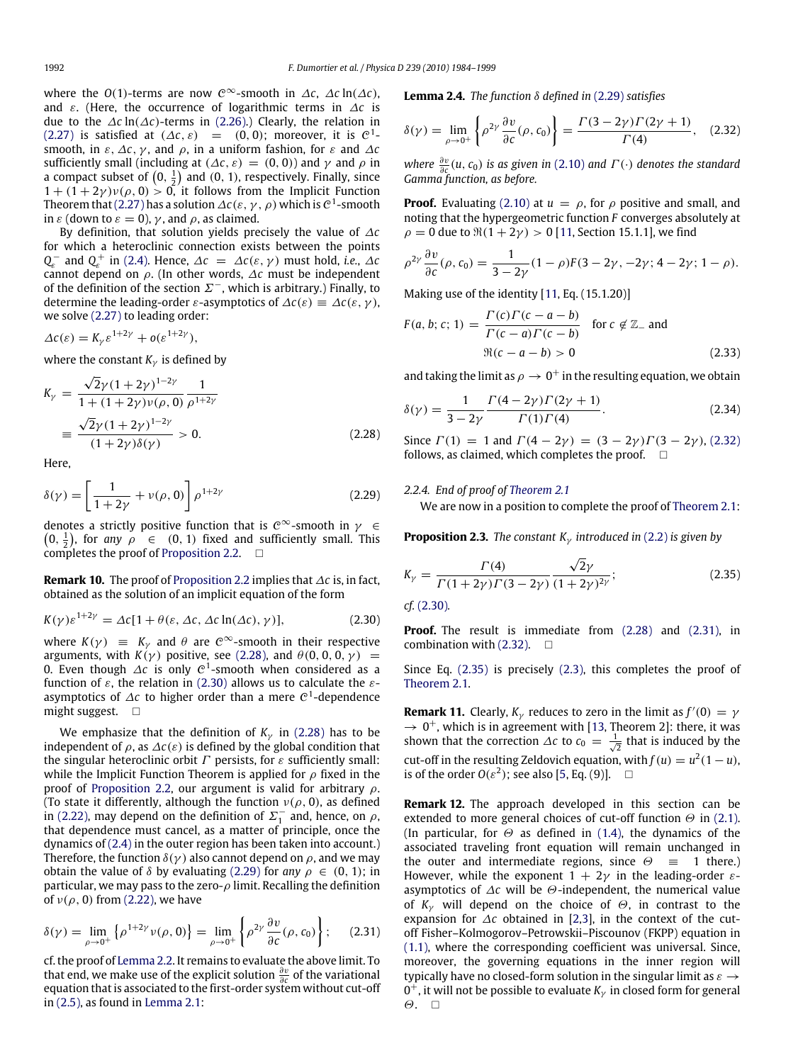where the $O(1)$-terms are now $\mathcal{C}^\infty$-smooth in $\Delta c$, $\Delta c \ln(\Delta c)$, and $\varepsilon$. (Here, the occurrence of logarithmic terms in $\Delta c$ is due to the $\Delta c \ln(\Delta c)$-terms in (2.26).) Clearly, the relation in (2.27) is satisfied at $(\Delta c, \varepsilon) = (0, 0)$; moreover, it is $\mathcal{C}^1$-smooth, in $\varepsilon$, $\Delta c$, $\gamma$, and $\rho$, in a uniform fashion, for $\varepsilon$ and $\Delta c$ sufficiently small (including at $(\Delta c, \varepsilon) = (0, 0)$) and $\gamma$ and $\rho$ in a compact subset of $\left(0, \frac{1}{2}\right)$ and $(0, 1)$, respectively. Finally, since $1 + (1 + 2\gamma)\nu(\rho, 0) > 0$, it follows from the Implicit Function Theorem that (2.27) has a solution $\Delta c(\varepsilon, \gamma, \rho)$ which is $\mathcal{C}^1$-smooth in $\varepsilon$ (down to $\varepsilon = 0$), $\gamma$, and $\rho$, as claimed.

By definition, that solution yields precisely the value of $\Delta c$ for which a heteroclinic connection exists between the points $Q_\varepsilon^-$ and $Q_\varepsilon^+$ in (2.4). Hence, $\Delta c = \Delta c(\varepsilon, \gamma)$ must hold, *i.e.*, $\Delta c$ cannot depend on $\rho$. (In other words, $\Delta c$ must be independent of the definition of the section $\Sigma^-$, which is arbitrary.) Finally, to determine the leading-order $\varepsilon$-asymptotics of $\Delta c(\varepsilon) \equiv \Delta c(\varepsilon, \gamma)$, we solve (2.27) to leading order:

$$\Delta c(\varepsilon) = K_\gamma \varepsilon^{1+2\gamma} + o(\varepsilon^{1+2\gamma}),$$

where the constant $K_\gamma$ is defined by

$$K_\gamma = \frac{\sqrt{2}\gamma(1+2\gamma)^{1-2\gamma}}{1 + (1+2\gamma)\nu(\rho, 0)} \frac{1}{\rho^{1+2\gamma}} \equiv \frac{\sqrt{2}\gamma(1+2\gamma)^{1-2\gamma}}{(1+2\gamma)\delta(\gamma)} > 0. \tag{2.28}$$

Here,

$$\delta(\gamma) = \left[\frac{1}{1+2\gamma} + \nu(\rho, 0)\right]\rho^{1+2\gamma} \tag{2.29}$$

denotes a strictly positive function that is $\mathcal{C}^\infty$-smooth in $\gamma \in \left(0, \frac{1}{2}\right)$, for *any* $\rho \in (0, 1)$ fixed and sufficiently small. This completes the proof of Proposition 2.2. □

**Remark 10.** The proof of Proposition 2.2 implies that $\Delta c$ is, in fact, obtained as the solution of an implicit equation of the form

$$K(\gamma)\varepsilon^{1+2\gamma} = \Delta c[1 + \theta(\varepsilon, \Delta c, \Delta c \ln(\Delta c), \gamma)], \tag{2.30}$$

where $K(\gamma) \equiv K_\gamma$ and $\theta$ are $\mathcal{C}^\infty$-smooth in their respective arguments, with $K(\gamma)$ positive, see (2.28), and $\theta(0, 0, 0, \gamma) = 0$. Even though $\Delta c$ is only $\mathcal{C}^1$-smooth when considered as a function of $\varepsilon$, the relation in (2.30) allows us to calculate the $\varepsilon$-asymptotics of $\Delta c$ to higher order than a mere $\mathcal{C}^1$-dependence might suggest. □

We emphasize that the definition of $K_\gamma$ in (2.28) has to be independent of $\rho$, as $\Delta c(\varepsilon)$ is defined by the global condition that the singular heteroclinic orbit $\Gamma$ persists, for $\varepsilon$ sufficiently small: while the Implicit Function Theorem is applied for $\rho$ fixed in the proof of Proposition 2.2, our argument is valid for arbitrary $\rho$. (To state it differently, although the function $\nu(\rho, 0)$, as defined in (2.22), may depend on the definition of $\Sigma_1^-$ and, hence, on $\rho$, that dependence must cancel, as a matter of principle, once the dynamics of (2.4) in the outer region has been taken into account.) Therefore, the function $\delta(\gamma)$ also cannot depend on $\rho$, and we may obtain the value of $\delta$ by evaluating (2.29) for *any* $\rho \in (0, 1)$; in particular, we may pass to the zero-$\rho$ limit. Recalling the definition of $\nu(\rho, 0)$ from (2.22), we have

$$\delta(\gamma) = \lim_{\rho \to 0^+} \left\{\rho^{1+2\gamma}\nu(\rho, 0)\right\} = \lim_{\rho \to 0^+} \left\{\rho^{2\gamma}\frac{\partial v}{\partial c}(\rho, c_0)\right\}; \tag{2.31}$$

cf. the proof of Lemma 2.2. It remains to evaluate the above limit. To that end, we make use of the explicit solution $\frac{\partial v}{\partial c}$ of the variational equation that is associated to the first-order system without cut-off in (2.5), as found in Lemma 2.1:

**Lemma 2.4.** *The function $\delta$ defined in (2.29) satisfies*

$$\delta(\gamma) = \lim_{\rho \to 0^+} \left\{\rho^{2\gamma}\frac{\partial v}{\partial c}(\rho, c_0)\right\} = \frac{\Gamma(3-2\gamma)\Gamma(2\gamma+1)}{\Gamma(4)}, \tag{2.32}$$

*where $\frac{\partial v}{\partial c}(u, c_0)$ is as given in (2.10) and $\Gamma(\cdot)$ denotes the standard Gamma function, as before.*

**Proof.** Evaluating (2.10) at $u = \rho$, for $\rho$ positive and small, and noting that the hypergeometric function $F$ converges absolutely at $\rho = 0$ due to $\Re(1 + 2\gamma) > 0$ [11, Section 15.1.1], we find

$$\rho^{2\gamma}\frac{\partial v}{\partial c}(\rho, c_0) = \frac{1}{3-2\gamma}(1-\rho)F(3-2\gamma, -2\gamma; 4-2\gamma; 1-\rho).$$

Making use of the identity [11, Eq. (15.1.20)]

$$F(a, b; c; 1) = \frac{\Gamma(c)\Gamma(c-a-b)}{\Gamma(c-a)\Gamma(c-b)} \quad \text{for } c \notin \mathbb{Z}_- \text{ and } \Re(c-a-b) > 0 \tag{2.33}$$

and taking the limit as $\rho \to 0^+$ in the resulting equation, we obtain

$$\delta(\gamma) = \frac{1}{3-2\gamma}\frac{\Gamma(4-2\gamma)\Gamma(2\gamma+1)}{\Gamma(1)\Gamma(4)}. \tag{2.34}$$

Since $\Gamma(1) = 1$ and $\Gamma(4-2\gamma) = (3-2\gamma)\Gamma(3-2\gamma)$, (2.32) follows, as claimed, which completes the proof. □

#### 2.2.4. End of proof of Theorem 2.1

We are now in a position to complete the proof of Theorem 2.1:

**Proposition 2.3.** *The constant $K_\gamma$ introduced in (2.2) is given by*

$$K_\gamma = \frac{\Gamma(4)}{\Gamma(1+2\gamma)\Gamma(3-2\gamma)}\frac{\sqrt{2}\gamma}{(1+2\gamma)^{2\gamma}}; \tag{2.35}$$

*cf.* (2.30).

**Proof.** The result is immediate from (2.28) and (2.31), in combination with (2.32). □

Since Eq. (2.35) is precisely (2.3), this completes the proof of Theorem 2.1.

**Remark 11.** Clearly, $K_\gamma$ reduces to zero in the limit as $f'(0) = \gamma \to 0^+$, which is in agreement with [13, Theorem 2]: there, it was shown that the correction $\Delta c$ to $c_0 = \frac{1}{\sqrt{2}}$ that is induced by the cut-off in the resulting Zeldovich equation, with $f(u) = u^2(1-u)$, is of the order $O(\varepsilon^2)$; see also [5, Eq. (9)]. □

**Remark 12.** The approach developed in this section can be extended to more general choices of cut-off function $\Theta$ in (2.1). (In particular, for $\Theta$ as defined in (1.4), the dynamics of the associated traveling front equation will remain unchanged in the outer and intermediate regions, since $\Theta \equiv 1$ there.) However, while the exponent $1 + 2\gamma$ in the leading-order $\varepsilon$-asymptotics of $\Delta c$ will be $\Theta$-independent, the numerical value of $K_\gamma$ will depend on the choice of $\Theta$, in contrast to the expansion for $\Delta c$ obtained in [2,3], in the context of the cut-off Fisher–Kolmogorov–Petrowskii–Piscounov (FKPP) equation in (1.1), where the corresponding coefficient was universal. Since, moreover, the governing equations in the inner region will typically have no closed-form solution in the singular limit as $\varepsilon \to 0^+$, it will not be possible to evaluate $K_\gamma$ in closed form for general $\Theta$. □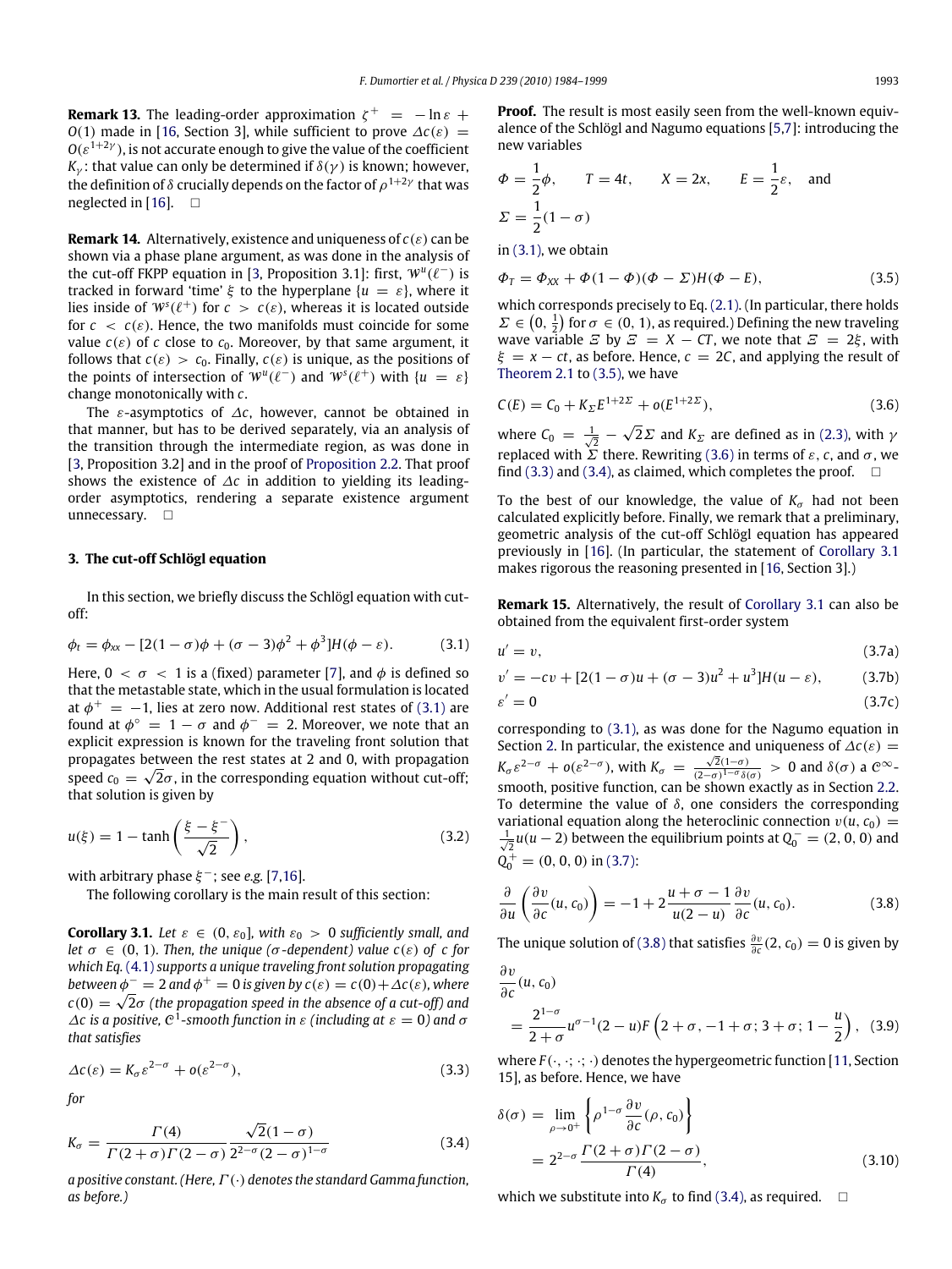**Remark 13.** The leading-order approximation $\zeta^+ = -\ln\varepsilon + O(1)$ made in [16, Section 3], while sufficient to prove $\Delta c(\varepsilon) = O(\varepsilon^{1+2\gamma})$, is not accurate enough to give the value of the coefficient $K_\gamma$: that value can only be determined if $\delta(\gamma)$ is known; however, the definition of $\delta$ crucially depends on the factor of $\rho^{1+2\gamma}$ that was neglected in [16]. □

**Remark 14.** Alternatively, existence and uniqueness of $c(\varepsilon)$ can be shown via a phase plane argument, as was done in the analysis of the cut-off FKPP equation in [3, Proposition 3.1]: first, $\mathcal{W}^u(\ell^-)$ is tracked in forward 'time' $\xi$ to the hyperplane $\{u = \varepsilon\}$, where it lies inside of $\mathcal{W}^s(\ell^+)$ for $c > c(\varepsilon)$, whereas it is located outside for $c < c(\varepsilon)$. Hence, the two manifolds must coincide for some value $c(\varepsilon)$ of $c$ close to $c_0$. Moreover, by that same argument, it follows that $c(\varepsilon) > c_0$. Finally, $c(\varepsilon)$ is unique, as the positions of the points of intersection of $\mathcal{W}^u(\ell^-)$ and $\mathcal{W}^s(\ell^+)$ with $\{u = \varepsilon\}$ change monotonically with $c$.

The $\varepsilon$-asymptotics of $\Delta c$, however, cannot be obtained in that manner, but has to be derived separately, via an analysis of the transition through the intermediate region, as was done in [3, Proposition 3.2] and in the proof of Proposition 2.2. That proof shows the existence of $\Delta c$ in addition to yielding its leading-order asymptotics, rendering a separate existence argument unnecessary. □

## 3. The cut-off Schlögl equation

In this section, we briefly discuss the Schlögl equation with cut-off:

$$\phi_t = \phi_{xx} - [2(1-\sigma)\phi + (\sigma-3)\phi^2 + \phi^3]H(\phi - \varepsilon). \tag{3.1}$$

Here, $0 < \sigma < 1$ is a (fixed) parameter [7], and $\phi$ is defined so that the metastable state, which in the usual formulation is located at $\phi^+ = -1$, lies at zero now. Additional rest states of (3.1) are found at $\phi^\circ = 1 - \sigma$ and $\phi^- = 2$. Moreover, we note that an explicit expression is known for the traveling front solution that propagates between the rest states at 2 and 0, with propagation speed $c_0 = \sqrt{2}\sigma$, in the corresponding equation without cut-off; that solution is given by

$$u(\xi) = 1 - \tanh\left(\frac{\xi - \xi^-}{\sqrt{2}}\right), \tag{3.2}$$

with arbitrary phase $\xi^-$; see *e.g.* [7,16].

The following corollary is the main result of this section:

**Corollary 3.1.** *Let $\varepsilon \in (0, \varepsilon_0]$, with $\varepsilon_0 > 0$ sufficiently small, and let $\sigma \in (0,1)$. Then, the unique ($\sigma$-dependent) value $c(\varepsilon)$ of $c$ for which Eq. (4.1) supports a unique traveling front solution propagating between $\phi^- = 2$ and $\phi^+ = 0$ is given by $c(\varepsilon) = c(0) + \Delta c(\varepsilon)$, where $c(0) = \sqrt{2}\sigma$ (the propagation speed in the absence of a cut-off) and $\Delta c$ is a positive, $\mathcal{C}^1$-smooth function in $\varepsilon$ (including at $\varepsilon = 0$) and $\sigma$ that satisfies*

$$\Delta c(\varepsilon) = K_\sigma \varepsilon^{2-\sigma} + o(\varepsilon^{2-\sigma}), \tag{3.3}$$

*for*

$$K_\sigma = \frac{\Gamma(4)}{\Gamma(2+\sigma)\Gamma(2-\sigma)}\frac{\sqrt{2}(1-\sigma)}{2^{2-\sigma}(2-\sigma)^{1-\sigma}} \tag{3.4}$$

*a positive constant. (Here, $\Gamma(\cdot)$ denotes the standard Gamma function, as before.)*

**Proof.** The result is most easily seen from the well-known equivalence of the Schlögl and Nagumo equations [5,7]: introducing the new variables

$$\Phi = \frac{1}{2}\phi, \qquad T = 4t, \qquad X = 2x, \qquad E = \frac{1}{2}\varepsilon, \quad \text{and}$$
$$\Sigma = \frac{1}{2}(1-\sigma)$$

in (3.1), we obtain

$$\Phi_T = \Phi_{XX} + \Phi(1-\Phi)(\Phi - \Sigma)H(\Phi - E), \tag{3.5}$$

which corresponds precisely to Eq. (2.1). (In particular, there holds $\Sigma \in \left(0, \frac{1}{2}\right)$ for $\sigma \in (0,1)$, as required.) Defining the new traveling wave variable $\Xi$ by $\Xi = X - CT$, we note that $\Xi = 2\xi$, with $\xi = x - ct$, as before. Hence, $c = 2C$, and applying the result of Theorem 2.1 to (3.5), we have

$$C(E) = C_0 + K_\Sigma E^{1+2\Sigma} + o(E^{1+2\Sigma}), \tag{3.6}$$

where $C_0 = \frac{1}{\sqrt{2}} - \sqrt{2}\Sigma$ and $K_\Sigma$ are defined as in (2.3), with $\gamma$ replaced with $\Sigma$ there. Rewriting (3.6) in terms of $\varepsilon$, $c$, and $\sigma$, we find (3.3) and (3.4), as claimed, which completes the proof. □

To the best of our knowledge, the value of $K_\sigma$ had not been calculated explicitly before. Finally, we remark that a preliminary, geometric analysis of the cut-off Schlögl equation has appeared previously in [16]. (In particular, the statement of Corollary 3.1 makes rigorous the reasoning presented in [16, Section 3].)

**Remark 15.** Alternatively, the result of Corollary 3.1 can also be obtained from the equivalent first-order system

$$u' = v, \tag{3.7a}$$

$$v' = -cv + [2(1-\sigma)u + (\sigma-3)u^2 + u^3]H(u - \varepsilon), \tag{3.7b}$$

$$\varepsilon' = 0 \tag{3.7c}$$

corresponding to (3.1), as was done for the Nagumo equation in Section 2. In particular, the existence and uniqueness of $\Delta c(\varepsilon) = K_\sigma \varepsilon^{2-\sigma} + o(\varepsilon^{2-\sigma})$, with $K_\sigma = \frac{\sqrt{2}(1-\sigma)}{(2-\sigma)^{1-\sigma}\delta(\sigma)} > 0$ and $\delta(\sigma)$ a $\mathcal{C}^\infty$-smooth, positive function, can be shown exactly as in Section 2.2. To determine the value of $\delta$, one considers the corresponding variational equation along the heteroclinic connection $v(u, c_0) = \frac{1}{\sqrt{2}}u(u-2)$ between the equilibrium points at $Q_0^- = (2,0,0)$ and $Q_0^+ = (0,0,0)$ in (3.7):

$$\frac{\partial}{\partial u}\left(\frac{\partial v}{\partial c}(u, c_0)\right) = -1 + 2\frac{u + \sigma - 1}{u(2-u)}\frac{\partial v}{\partial c}(u, c_0). \tag{3.8}$$

The unique solution of (3.8) that satisfies $\frac{\partial v}{\partial c}(2, c_0) = 0$ is given by

$$\frac{\partial v}{\partial c}(u, c_0) = \frac{2^{1-\sigma}}{2+\sigma}u^{\sigma-1}(2-u)F\left(2+\sigma, -1+\sigma; 3+\sigma; 1-\frac{u}{2}\right), \tag{3.9}$$

where $F(\cdot,\cdot;\cdot;\cdot)$ denotes the hypergeometric function [11, Section 15], as before. Hence, we have

$$\delta(\sigma) = \lim_{\rho \to 0^+}\left\{\rho^{1-\sigma}\frac{\partial v}{\partial c}(\rho, c_0)\right\} = 2^{2-\sigma}\frac{\Gamma(2+\sigma)\Gamma(2-\sigma)}{\Gamma(4)}, \tag{3.10}$$

which we substitute into $K_\sigma$ to find (3.4), as required. □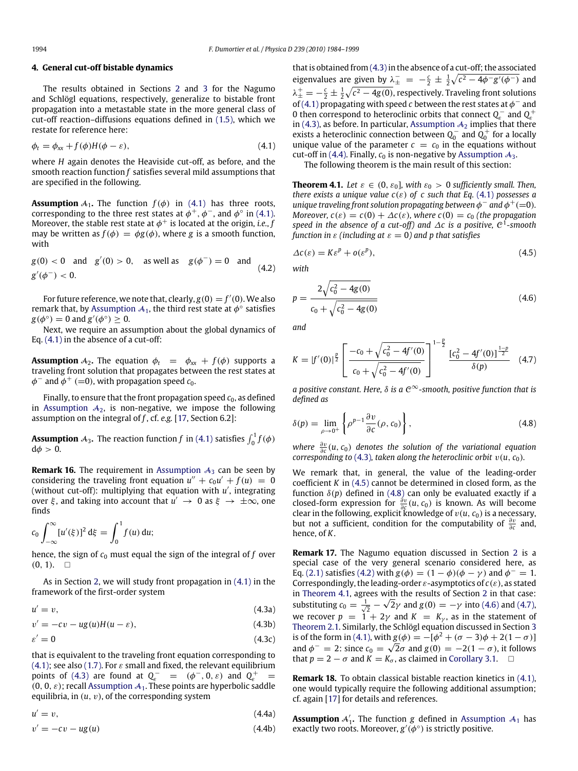## 4. General cut-off bistable dynamics

The results obtained in Sections 2 and 3 for the Nagumo and Schlögl equations, respectively, generalize to bistable front propagation into a metastable state in the more general class of cut-off reaction–diffusions equations defined in (1.5), which we restate for reference here:

$$\phi_t = \phi_{xx} + f(\phi)H(\phi - \varepsilon), \tag{4.1}$$

where $H$ again denotes the Heaviside cut-off, as before, and the smooth reaction function $f$ satisfies several mild assumptions that are specified in the following.

**Assumption $\mathcal{A}_1$.** The function $f(\phi)$ in (4.1) has three roots, corresponding to the three rest states at $\phi^+$, $\phi^-$, and $\phi^\circ$ in (4.1). Moreover, the stable rest state at $\phi^+$ is located at the origin, *i.e.*, $f$ may be written as $f(\phi) = \phi g(\phi)$, where $g$ is a smooth function, with

$$g(0) < 0 \quad \text{and} \quad g'(0) > 0, \quad \text{as well as} \quad g(\phi^-) = 0 \quad \text{and} \quad g'(\phi^-) < 0. \tag{4.2}$$

For future reference, we note that, clearly, $g(0) = f'(0)$. We also remark that, by Assumption $\mathcal{A}_1$, the third rest state at $\phi^\circ$ satisfies $g(\phi^\circ) = 0$ and $g'(\phi^\circ) \geq 0$.

Next, we require an assumption about the global dynamics of Eq. (4.1) in the absence of a cut-off:

**Assumption $\mathcal{A}_2$.** The equation $\phi_t = \phi_{xx} + f(\phi)$ supports a traveling front solution that propagates between the rest states at $\phi^-$ and $\phi^+$ ($=0$), with propagation speed $c_0$.

Finally, to ensure that the front propagation speed $c_0$, as defined in Assumption $\mathcal{A}_2$, is non-negative, we impose the following assumption on the integral of $f$, cf. *e.g.* [17, Section 6.2]:

**Assumption $\mathcal{A}_3$.** The reaction function $f$ in (4.1) satisfies $\int_0^1 f(\phi)\,\mathrm{d}\phi > 0$.

**Remark 16.** The requirement in Assumption $\mathcal{A}_3$ can be seen by considering the traveling front equation $u'' + c_0 u' + f(u) = 0$ (without cut-off): multiplying that equation with $u'$, integrating over $\xi$, and taking into account that $u' \to 0$ as $\xi \to \pm\infty$, one finds

$$c_0 \int_{-\infty}^{\infty} [u'(\xi)]^2\,\mathrm{d}\xi = \int_0^1 f(u)\,\mathrm{d}u;$$

hence, the sign of $c_0$ must equal the sign of the integral of $f$ over $(0, 1)$. $\square$

As in Section 2, we will study front propagation in (4.1) in the framework of the first-order system

$$u' = v, \tag{4.3a}$$

$$v' = -cv - ug(u)H(u - \varepsilon), \tag{4.3b}$$

$$\varepsilon' = 0 \tag{4.3c}$$

that is equivalent to the traveling front equation corresponding to (4.1); see also (1.7). For $\varepsilon$ small and fixed, the relevant equilibrium points of (4.3) are found at $Q_\varepsilon^- = (\phi^-, 0, \varepsilon)$ and $Q_\varepsilon^+ = (0, 0, \varepsilon)$; recall Assumption $\mathcal{A}_1$. These points are hyperbolic saddle equilibria, in $(u, v)$, of the corresponding system

$$u' = v, \tag{4.4a}$$

$$v' = -cv - ug(u) \tag{4.4b}$$

that is obtained from (4.3) in the absence of a cut-off; the associated eigenvalues are given by $\lambda_\pm^- = -\frac{c}{2} \pm \frac{1}{2}\sqrt{c^2 - 4\phi^- g'(\phi^-)}$ and $\lambda_\pm^+ = -\frac{c}{2} \pm \frac{1}{2}\sqrt{c^2 - 4g(0)}$, respectively. Traveling front solutions of (4.1) propagating with speed $c$ between the rest states at $\phi^-$ and 0 then correspond to heteroclinic orbits that connect $Q_\varepsilon^-$ and $Q_\varepsilon^+$ in (4.3), as before. In particular, Assumption $\mathcal{A}_2$ implies that there exists a heteroclinic connection between $Q_0^-$ and $Q_0^+$ for a locally unique value of the parameter $c = c_0$ in the equations without cut-off in (4.4). Finally, $c_0$ is non-negative by Assumption $\mathcal{A}_3$.

The following theorem is the main result of this section:

**Theorem 4.1.** *Let $\varepsilon \in (0, \varepsilon_0]$, with $\varepsilon_0 > 0$ sufficiently small. Then, there exists a unique value $c(\varepsilon)$ of $c$ such that Eq. (4.1) possesses a unique traveling front solution propagating between $\phi^-$ and $\phi^+$($=0$). Moreover, $c(\varepsilon) = c(0) + \Delta c(\varepsilon)$, where $c(0) = c_0$ (the propagation speed in the absence of a cut-off) and $\Delta c$ is a positive, $\mathcal{C}^1$-smooth function in $\varepsilon$ (including at $\varepsilon = 0$) and $p$ that satisfies*

$$\Delta c(\varepsilon) = K\varepsilon^p + o(\varepsilon^p), \tag{4.5}$$

*with*

$$p = \frac{2\sqrt{c_0^2 - 4g(0)}}{c_0 + \sqrt{c_0^2 - 4g(0)}} \tag{4.6}$$

*and*

$$K = |f'(0)|^{\frac{p}{2}} \left[\frac{-c_0 + \sqrt{c_0^2 - 4f'(0)}}{c_0 + \sqrt{c_0^2 - 4f'(0)}}\right]^{1-\frac{p}{2}} \frac{[c_0^2 - 4f'(0)]^{\frac{1-p}{2}}}{\delta(p)} \tag{4.7}$$

*a positive constant. Here, $\delta$ is a $\mathcal{C}^\infty$-smooth, positive function that is defined as*

$$\delta(p) = \lim_{\rho \to 0^+} \left\{\rho^{p-1} \frac{\partial v}{\partial c}(\rho, c_0)\right\}, \tag{4.8}$$

*where $\frac{\partial v}{\partial c}(u, c_0)$ denotes the solution of the variational equation corresponding to (4.3), taken along the heteroclinic orbit $v(u, c_0)$.*

We remark that, in general, the value of the leading-order coefficient $K$ in (4.5) cannot be determined in closed form, as the function $\delta(p)$ defined in (4.8) can only be evaluated exactly if a closed-form expression for $\frac{\partial v}{\partial c}(u, c_0)$ is known. As will become clear in the following, explicit knowledge of $v(u, c_0)$ is a necessary, but not a sufficient, condition for the computability of $\frac{\partial v}{\partial c}$ and, hence, of $K$.

**Remark 17.** The Nagumo equation discussed in Section 2 is a special case of the very general scenario considered here, as Eq. (2.1) satisfies (4.2) with $g(\phi) = (1 - \phi)(\phi - \gamma)$ and $\phi^- = 1$. Correspondingly, the leading-order $\varepsilon$-asymptotics of $c(\varepsilon)$, as stated in Theorem 4.1, agrees with the results of Section 2 in that case: substituting $c_0 = \frac{1}{\sqrt{2}} - \sqrt{2}\gamma$ and $g(0) = -\gamma$ into (4.6) and (4.7), we recover $p = 1 + 2\gamma$ and $K = K_\gamma$, as in the statement of Theorem 2.1. Similarly, the Schlögl equation discussed in Section 3 is of the form in (4.1), with $g(\phi) = -[\phi^2 + (\sigma - 3)\phi + 2(1 - \sigma)]$ and $\phi^- = 2$: since $c_0 = \sqrt{2}\sigma$ and $g(0) = -2(1 - \sigma)$, it follows that $p = 2 - \sigma$ and $K = K_\sigma$, as claimed in Corollary 3.1. $\square$

**Remark 18.** To obtain classical bistable reaction kinetics in (4.1), one would typically require the following additional assumption; cf. again [17] for details and references.

**Assumption $\mathcal{A}_1'$.** The function $g$ defined in Assumption $\mathcal{A}_1$ has exactly two roots. Moreover, $g'(\phi^\circ)$ is strictly positive.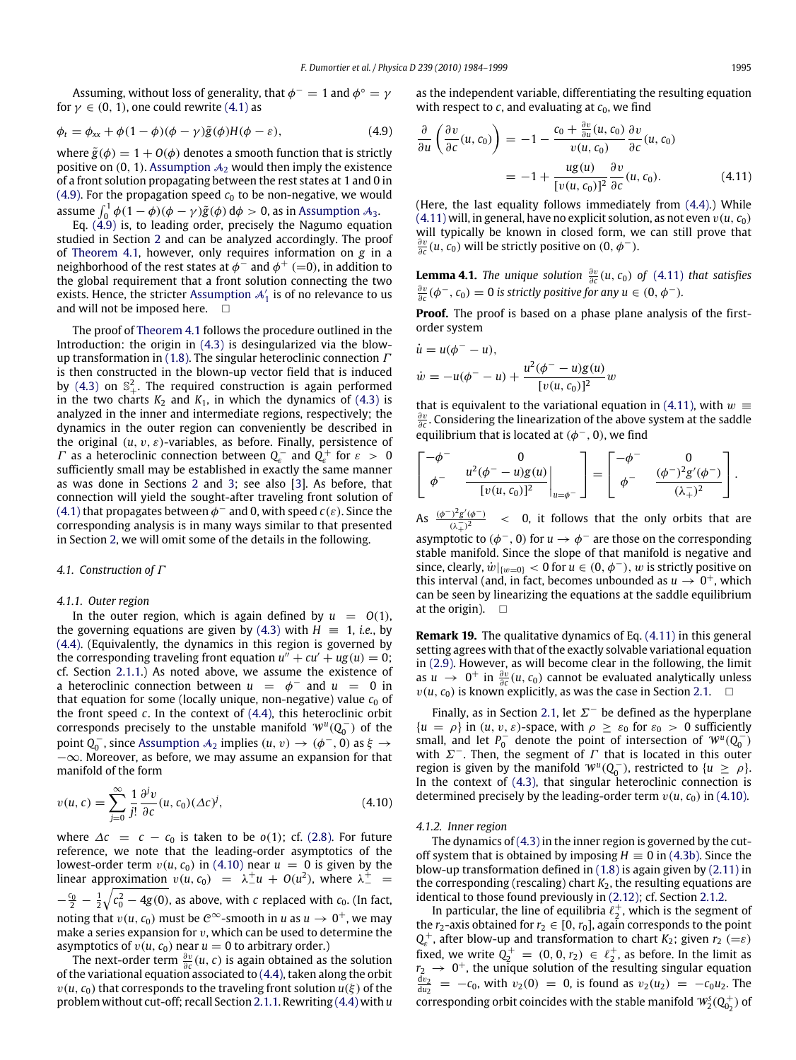Assuming, without loss of generality, that $\phi^- = 1$ and $\phi^\circ = \gamma$ for $\gamma \in (0, 1)$, one could rewrite (4.1) as

$$\phi_t = \phi_{xx} + \phi(1-\phi)(\phi-\gamma)\tilde{g}(\phi)H(\phi-\varepsilon), \tag{4.9}$$

where $\tilde{g}(\phi) = 1 + O(\phi)$ denotes a smooth function that is strictly positive on $(0, 1)$. Assumption $\mathcal{A}_2$ would then imply the existence of a front solution propagating between the rest states at 1 and 0 in (4.9). For the propagation speed $c_0$ to be non-negative, we would assume $\int_0^1 \phi(1-\phi)(\phi-\gamma)\tilde{g}(\phi)\,\mathrm{d}\phi > 0$, as in Assumption $\mathcal{A}_3$.

Eq. (4.9) is, to leading order, precisely the Nagumo equation studied in Section 2 and can be analyzed accordingly. The proof of Theorem 4.1, however, only requires information on $g$ in a neighborhood of the rest states at $\phi^-$ and $\phi^+$ (=0), in addition to the global requirement that a front solution connecting the two exists. Hence, the stricter Assumption $\mathcal{A}_1'$ is of no relevance to us and will not be imposed here. □

The proof of Theorem 4.1 follows the procedure outlined in the Introduction: the origin in (4.3) is desingularized via the blow-up transformation in (1.8). The singular heteroclinic connection $\Gamma$ is then constructed in the blown-up vector field that is induced by (4.3) on $\mathbb{S}^2_+$. The required construction is again performed in the two charts $K_2$ and $K_1$, in which the dynamics of (4.3) is analyzed in the inner and intermediate regions, respectively; the dynamics in the outer region can conveniently be described in the original $(u, v, \varepsilon)$-variables, as before. Finally, persistence of $\Gamma$ as a heteroclinic connection between $Q^-_\varepsilon$ and $Q^+_\varepsilon$ for $\varepsilon > 0$ sufficiently small may be established in exactly the same manner as was done in Sections 2 and 3; see also [3]. As before, that connection will yield the sought-after traveling front solution of (4.1) that propagates between $\phi^-$ and 0, with speed $c(\varepsilon)$. Since the corresponding analysis is in many ways similar to that presented in Section 2, we will omit some of the details in the following.

### 4.1. Construction of $\Gamma$

#### 4.1.1. Outer region

In the outer region, which is again defined by $u = O(1)$, the governing equations are given by (4.3) with $H \equiv 1$, *i.e.*, by (4.4). (Equivalently, the dynamics in this region is governed by the corresponding traveling front equation $u'' + cu' + ug(u) = 0$; cf. Section 2.1.1.) As noted above, we assume the existence of a heteroclinic connection between $u = \phi^-$ and $u = 0$ in that equation for some (locally unique, non-negative) value $c_0$ of the front speed $c$. In the context of (4.4), this heteroclinic orbit corresponds precisely to the unstable manifold $\mathcal{W}^u(Q_0^-)$ of the point $Q_0^-$, since Assumption $\mathcal{A}_2$ implies $(u, v) \to (\phi^-, 0)$ as $\xi \to -\infty$. Moreover, as before, we may assume an expansion for that manifold of the form

$$v(u, c) = \sum_{j=0}^{\infty} \frac{1}{j!}\frac{\partial^j v}{\partial c}(u, c_0)(\Delta c)^j, \tag{4.10}$$

where $\Delta c = c - c_0$ is taken to be $o(1)$; cf. (2.8). For future reference, we note that the leading-order asymptotics of the lowest-order term $v(u, c_0)$ in (4.10) near $u = 0$ is given by the linear approximation $v(u, c_0) = \lambda_-^+ u + O(u^2)$, where $\lambda_-^+ = -\frac{c_0}{2} - \frac{1}{2}\sqrt{c_0^2 - 4g(0)}$, as above, with $c$ replaced with $c_0$. (In fact, noting that $v(u, c_0)$ must be $\mathcal{C}^\infty$-smooth in $u$ as $u \to 0^+$, we may make a series expansion for $v$, which can be used to determine the asymptotics of $v(u, c_0)$ near $u = 0$ to arbitrary order.)

The next-order term $\frac{\partial v}{\partial c}(u, c)$ is again obtained as the solution of the variational equation associated to (4.4), taken along the orbit $v(u, c_0)$ that corresponds to the traveling front solution $u(\xi)$ of the problem without cut-off; recall Section 2.1.1. Rewriting (4.4) with $u$ as the independent variable, differentiating the resulting equation with respect to $c$, and evaluating at $c_0$, we find

$$\begin{aligned}\frac{\partial}{\partial u}\left(\frac{\partial v}{\partial c}(u, c_0)\right) &= -1 - \frac{c_0 + \frac{\partial v}{\partial u}(u, c_0)}{v(u, c_0)}\frac{\partial v}{\partial c}(u, c_0) \\ &= -1 + \frac{ug(u)}{[v(u, c_0)]^2}\frac{\partial v}{\partial c}(u, c_0).\end{aligned} \tag{4.11}$$

(Here, the last equality follows immediately from (4.4).) While (4.11) will, in general, have no explicit solution, as not even $v(u, c_0)$ will typically be known in closed form, we can still prove that $\frac{\partial v}{\partial c}(u, c_0)$ will be strictly positive on $(0, \phi^-)$.

**Lemma 4.1.** *The unique solution $\frac{\partial v}{\partial c}(u, c_0)$ of (4.11) that satisfies $\frac{\partial v}{\partial c}(\phi^-, c_0) = 0$ is strictly positive for any $u \in (0, \phi^-)$.*

**Proof.** The proof is based on a phase plane analysis of the first-order system

$$\dot{u} = u(\phi^- - u),$$

$$\dot{w} = -u(\phi^- - u) + \frac{u^2(\phi^- - u)g(u)}{[v(u, c_0)]^2}w$$

that is equivalent to the variational equation in (4.11), with $w \equiv \frac{\partial v}{\partial c}$. Considering the linearization of the above system at the saddle equilibrium that is located at $(\phi^-, 0)$, we find

$$\begin{bmatrix} -\phi^- & 0 \\ \phi^- & \left.\frac{u^2(\phi^- - u)g(u)}{[v(u, c_0)]^2}\right|_{u=\phi^-} \end{bmatrix} = \begin{bmatrix} -\phi^- & 0 \\ \phi^- & \frac{(\phi^-)^2 g'(\phi^-)}{(\lambda_+^-)^2} \end{bmatrix}.$$

As $\frac{(\phi^-)^2 g'(\phi^-)}{(\lambda_+^-)^2} < 0$, it follows that the only orbits that are asymptotic to $(\phi^-, 0)$ for $u \to \phi^-$ are those on the corresponding stable manifold. Since the slope of that manifold is negative and since, clearly, $\dot{w}|_{\{w=0\}} < 0$ for $u \in (0, \phi^-)$, $w$ is strictly positive on this interval (and, in fact, becomes unbounded as $u \to 0^+$, which can be seen by linearizing the equations at the saddle equilibrium at the origin). □

**Remark 19.** The qualitative dynamics of Eq. (4.11) in this general setting agrees with that of the exactly solvable variational equation in (2.9). However, as will become clear in the following, the limit as $u \to 0^+$ in $\frac{\partial v}{\partial c}(u, c_0)$ cannot be evaluated analytically unless $v(u, c_0)$ is known explicitly, as was the case in Section 2.1. □

Finally, as in Section 2.1, let $\Sigma^-$ be defined as the hyperplane $\{u = \rho\}$ in $(u, v, \varepsilon)$-space, with $\rho \geq \varepsilon_0$ for $\varepsilon_0 > 0$ sufficiently small, and let $P_0^-$ denote the point of intersection of $\mathcal{W}^u(Q_0^-)$ with $\Sigma^-$. Then, the segment of $\Gamma$ that is located in this outer region is given by the manifold $\mathcal{W}^u(Q_0^-)$, restricted to $\{u \geq \rho\}$. In the context of (4.3), that singular heteroclinic connection is determined precisely by the leading-order term $v(u, c_0)$ in (4.10).

#### 4.1.2. Inner region

The dynamics of (4.3) in the inner region is governed by the cut-off system that is obtained by imposing $H \equiv 0$ in (4.3b). Since the blow-up transformation defined in (1.8) is again given by (2.11) in the corresponding (rescaling) chart $K_2$, the resulting equations are identical to those found previously in (2.12); cf. Section 2.1.2.

In particular, the line of equilibria $\ell_2^+$, which is the segment of the $r_2$-axis obtained for $r_2 \in [0, r_0]$, again corresponds to the point $Q_\varepsilon^+$, after blow-up and transformation to chart $K_2$; given $r_2$ (=$\varepsilon$) fixed, we write $Q_2^+ = (0, 0, r_2) \in \ell_2^+$, as before. In the limit as $r_2 \to 0^+$, the unique solution of the resulting singular equation $\frac{\mathrm{d}v_2}{\mathrm{d}u_2} = -c_0$, with $v_2(0) = 0$, is found as $v_2(u_2) = -c_0 u_2$. The corresponding orbit coincides with the stable manifold $\mathcal{W}_2^s(Q_{0_2}^+)$ of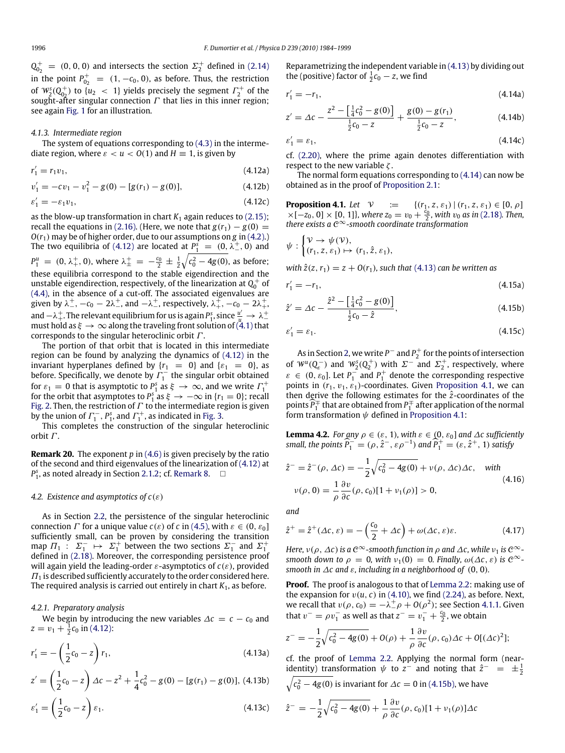$Q_{0_2}^+ = (0, 0, 0)$ and intersects the section $\Sigma_2^+$ defined in (2.14) in the point $P_{0_2}^+ = (1, -c_0, 0)$, as before. Thus, the restriction of $\mathcal{W}_2^s(Q_{0_2}^+)$ to $\{u_2 < 1\}$ yields precisely the segment $\Gamma_2^+$ of the sought-after singular connection $\Gamma$ that lies in this inner region; see again Fig. 1 for an illustration.

#### 4.1.3. Intermediate region

The system of equations corresponding to (4.3) in the intermediate region, where $\varepsilon < u < O(1)$ and $H \equiv 1$, is given by

$$r_1' = r_1 v_1, \tag{4.12a}$$

$$v_1' = -cv_1 - v_1^2 - g(0) - [g(r_1) - g(0)], \tag{4.12b}$$

$$\varepsilon_1' = -\varepsilon_1 v_1, \tag{4.12c}$$

as the blow-up transformation in chart $K_1$ again reduces to (2.15); recall the equations in (2.16). (Here, we note that $g(r_1) - g(0) = O(r_1)$ may be of higher order, due to our assumptions on $g$ in (4.2).) The two equilibria of (4.12) are located at $P_1^s = (0, \lambda_-^+, 0)$ and $P_1^u = (0, \lambda_+^+, 0)$, where $\lambda_\pm^+ = -\frac{c_0}{2} \pm \frac{1}{2}\sqrt{c_0^2 - 4g(0)}$, as before; these equilibria correspond to the stable eigendirection and the unstable eigendirection, respectively, of the linearization at $Q_0^+$ of (4.4), in the absence of a cut-off. The associated eigenvalues are given by $\lambda_-^+$, $-c_0 - 2\lambda_-^+$, and $-\lambda_-^+$, respectively, $\lambda_+^+$, $-c_0 - 2\lambda_+^+$, and $-\lambda_+^+$. The relevant equilibrium for us is again $P_1^s$, since $\frac{u'}{u} \to \lambda_-^+$ must hold as $\xi \to \infty$ along the traveling front solution of (4.1) that corresponds to the singular heteroclinic orbit $\Gamma$.

The portion of that orbit that is located in this intermediate region can be found by analyzing the dynamics of (4.12) in the invariant hyperplanes defined by $\{r_1 = 0\}$ and $\{\varepsilon_1 = 0\}$, as before. Specifically, we denote by $\Gamma_1^-$ the singular orbit obtained for $\varepsilon_1 = 0$ that is asymptotic to $P_1^s$ as $\xi \to \infty$, and we write $\Gamma_1^+$ for the orbit that asymptotes to $P_1^s$ as $\xi \to -\infty$ in $\{r_1 = 0\}$; recall Fig. 2. Then, the restriction of $\Gamma$ to the intermediate region is given by the union of $\Gamma_1^-$, $P_1^s$, and $\Gamma_1^+$, as indicated in Fig. 3.

This completes the construction of the singular heteroclinic orbit $\Gamma$.

**Remark 20.** The exponent $p$ in (4.6) is given precisely by the ratio of the second and third eigenvalues of the linearization of (4.12) at $P_1^s$, as noted already in Section 2.1.2; cf. Remark 8. $\square$

### 4.2. Existence and asymptotics of $c(\varepsilon)$

As in Section 2.2, the persistence of the singular heteroclinic connection $\Gamma$ for a unique value $c(\varepsilon)$ of $c$ in (4.5), with $\varepsilon \in (0, \varepsilon_0]$ sufficiently small, can be proven by considering the transition map $\Pi_1 : \Sigma_1^- \mapsto \Sigma_1^+$ between the two sections $\Sigma_1^-$ and $\Sigma_1^+$ defined in (2.18). Moreover, the corresponding persistence proof will again yield the leading-order $\varepsilon$-asymptotics of $c(\varepsilon)$, provided $\Pi_1$ is described sufficiently accurately to the order considered here. The required analysis is carried out entirely in chart $K_1$, as before.

#### 4.2.1. Preparatory analysis

We begin by introducing the new variables $\Delta c = c - c_0$ and $z = v_1 + \frac{1}{2}c_0$ in (4.12):

$$r_1' = -\left(\frac{1}{2}c_0 - z\right) r_1, \tag{4.13a}$$

$$z' = \left(\frac{1}{2}c_0 - z\right)\Delta c - z^2 + \frac{1}{4}c_0^2 - g(0) - [g(r_1) - g(0)], \tag{4.13b}$$

$$\varepsilon_1' = \left(\frac{1}{2}c_0 - z\right)\varepsilon_1. \tag{4.13c}$$

Reparametrizing the independent variable in (4.13) by dividing out the (positive) factor of $\frac{1}{2}c_0 - z$, we find

$$r_1' = -r_1, \tag{4.14a}$$

$$z' = \Delta c - \frac{z^2 - \left[\frac{1}{4}c_0^2 - g(0)\right]}{\frac{1}{2}c_0 - z} + \frac{g(0) - g(r_1)}{\frac{1}{2}c_0 - z}, \tag{4.14b}$$

$$\varepsilon_1' = \varepsilon_1, \tag{4.14c}$$

cf. (2.20), where the prime again denotes differentiation with respect to the new variable $\zeta$.

The normal form equations corresponding to (4.14) can now be obtained as in the proof of Proposition 2.1:

**Proposition 4.1.** *Let $\mathcal{V} := \{(r_1, z, \varepsilon_1) \mid (r_1, z, \varepsilon_1) \in [0, \rho] \times [-z_0, 0] \times [0, 1]\}$, where $z_0 = v_0 + \frac{c_0}{2}$, with $v_0$ as in (2.18). Then, there exists a $\mathcal{C}^\infty$-smooth coordinate transformation*

$$\psi : \begin{cases} \mathcal{V} \to \psi(\mathcal{V}), \\ (r_1, z, \varepsilon_1) \mapsto (r_1, \hat{z}, \varepsilon_1), \end{cases}$$

*with $\hat{z}(z, r_1) = z + O(r_1)$, such that (4.13) can be written as*

$$r_1' = -r_1, \tag{4.15a}$$

$$\hat{z}' = \Delta c - \frac{\hat{z}^2 - \left[\frac{1}{4}c_0^2 - g(0)\right]}{\frac{1}{2}c_0 - \hat{z}}, \tag{4.15b}$$

$$\varepsilon_1' = \varepsilon_1. \tag{4.15c}$$

As in Section 2, we write $P^-$ and $P_2^+$ for the points of intersection of $\mathcal{W}^u(Q_\varepsilon^-)$ and $\mathcal{W}_2^s(Q_2^+)$ with $\Sigma^-$ and $\Sigma_2^+$, respectively, where $\varepsilon \in (0, \varepsilon_0]$. Let $P_1^-$ and $P_1^+$ denote the corresponding respective points in $(r_1, v_1, \varepsilon_1)$-coordinates. Given Proposition 4.1, we can then derive the following estimates for the $\hat{z}$-coordinates of the points $\widehat{P}_1^\mp$ that are obtained from $P_1^\mp$ after application of the normal form transformation $\psi$ defined in Proposition 4.1:

**Lemma 4.2.** *For any $\rho \in (\varepsilon, 1)$, with $\varepsilon \in (0, \varepsilon_0]$ and $\Delta c$ sufficiently small, the points $\widehat{P}_1^- = (\rho, \hat{z}^-, \varepsilon\rho^{-1})$ and $\widehat{P}_1^+ = (\varepsilon, \hat{z}^+, 1)$ satisfy*

$$\hat{z}^- = \hat{z}^-(\rho, \Delta c) = -\frac{1}{2}\sqrt{c_0^2 - 4g(0)} + \nu(\rho, \Delta c)\Delta c, \quad \text{with}$$
$$\nu(\rho, 0) = \frac{1}{\rho}\frac{\partial v}{\partial c}(\rho, c_0)[1 + \nu_1(\rho)] > 0, \tag{4.16}$$

*and*

$$\hat{z}^+ = \hat{z}^+(\Delta c, \varepsilon) = -\left(\frac{c_0}{2} + \Delta c\right) + \omega(\Delta c, \varepsilon)\varepsilon. \tag{4.17}$$

*Here, $\nu(\rho, \Delta c)$ is a $\mathcal{C}^\infty$-smooth function in $\rho$ and $\Delta c$, while $\nu_1$ is $\mathcal{C}^\infty$-smooth down to $\rho = 0$, with $\nu_1(0) = 0$. Finally, $\omega(\Delta c, \varepsilon)$ is $\mathcal{C}^\infty$-smooth in $\Delta c$ and $\varepsilon$, including in a neighborhood of $(0, 0)$.*

**Proof.** The proof is analogous to that of Lemma 2.2: making use of the expansion for $v(u, c)$ in (4.10), we find (2.24), as before. Next, we recall that $v(\rho, c_0) = -\lambda_-^+\rho + O(\rho^2)$; see Section 4.1.1. Given that $v^- = \rho v_1^-$ as well as that $z^- = v_1^- + \frac{c_0}{2}$, we obtain

$$z^- = -\frac{1}{2}\sqrt{c_0^2 - 4g(0)} + O(\rho) + \frac{1}{\rho}\frac{\partial v}{\partial c}(\rho, c_0)\Delta c + O[(\Delta c)^2];$$

cf. the proof of Lemma 2.2. Applying the normal form (near-identity) transformation $\psi$ to $z^-$ and noting that $\hat{z}^- = \pm\frac{1}{2}\sqrt{c_0^2 - 4g(0)}$ is invariant for $\Delta c = 0$ in (4.15b), we have

$$\hat{z}^- = -\frac{1}{2}\sqrt{c_0^2 - 4g(0)} + \frac{1}{\rho}\frac{\partial v}{\partial c}(\rho, c_0)[1 + \nu_1(\rho)]\Delta c$$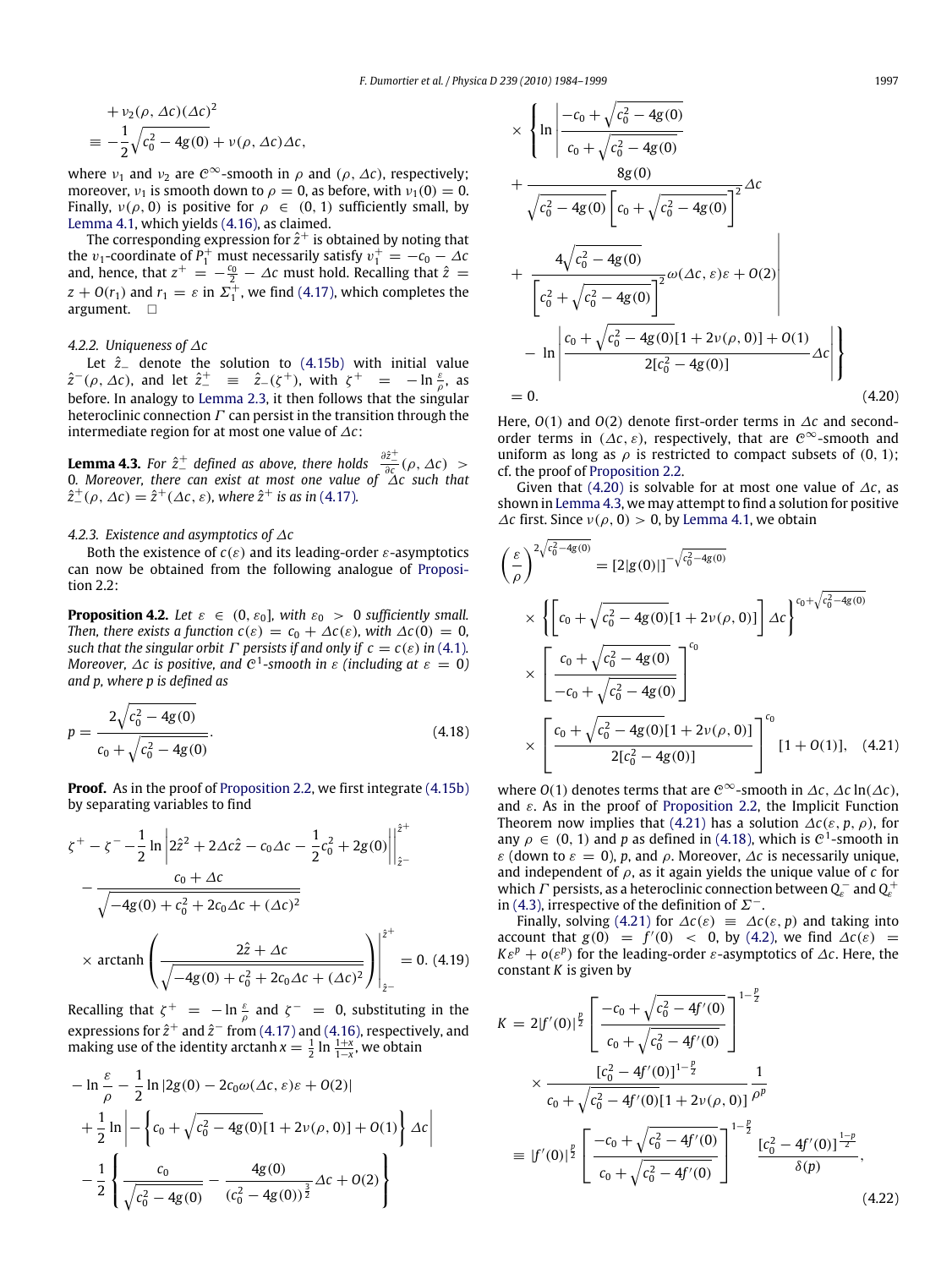$$+ \nu_2(\rho, \Delta c)(\Delta c)^2$$
$$\equiv -\frac{1}{2}\sqrt{c_0^2 - 4g(0)} + \nu(\rho, \Delta c)\Delta c,$$

where $\nu_1$ and $\nu_2$ are $\mathcal{C}^\infty$-smooth in $\rho$ and $(\rho, \Delta c)$, respectively; moreover, $\nu_1$ is smooth down to $\rho = 0$, as before, with $\nu_1(0) = 0$. Finally, $\nu(\rho, 0)$ is positive for $\rho \in (0, 1)$ sufficiently small, by Lemma 4.1, which yields (4.16), as claimed.

The corresponding expression for $\hat{z}^+$ is obtained by noting that the $v_1$-coordinate of $P_1^+$ must necessarily satisfy $v_1^+ = -c_0 - \Delta c$ and, hence, that $z^+ = -\frac{c_0}{2} - \Delta c$ must hold. Recalling that $\hat{z} = z + O(r_1)$ and $r_1 = \varepsilon$ in $\Sigma_1^+$, we find (4.17), which completes the argument. $\square$

*4.2.2. Uniqueness of $\Delta c$*

Let $\hat{z}_-$ denote the solution to (4.15b) with initial value $\hat{z}^-(\rho, \Delta c)$, and let $\hat{z}_-^+ \equiv \hat{z}_-(\zeta^+)$, with $\zeta^+ = -\ln\frac{\varepsilon}{\rho}$, as before. In analogy to Lemma 2.3, it then follows that the singular heteroclinic connection $\Gamma$ can persist in the transition through the intermediate region for at most one value of $\Delta c$:

**Lemma 4.3.** *For $\hat{z}_-^+$ defined as above, there holds $\frac{\partial \hat{z}_-^+}{\partial c}(\rho, \Delta c) > 0$. Moreover, there can exist at most one value of $\Delta c$ such that $\hat{z}_-^+(\rho, \Delta c) = \hat{z}^+(\Delta c, \varepsilon)$, where $\hat{z}^+$ is as in (4.17).*

*4.2.3. Existence and asymptotics of $\Delta c$*

Both the existence of $c(\varepsilon)$ and its leading-order $\varepsilon$-asymptotics can now be obtained from the following analogue of Proposition 2.2:

**Proposition 4.2.** *Let $\varepsilon \in (0, \varepsilon_0]$, with $\varepsilon_0 > 0$ sufficiently small. Then, there exists a function $c(\varepsilon) = c_0 + \Delta c(\varepsilon)$, with $\Delta c(0) = 0$, such that the singular orbit $\Gamma$ persists if and only if $c = c(\varepsilon)$ in (4.1). Moreover, $\Delta c$ is positive, and $\mathcal{C}^1$-smooth in $\varepsilon$ (including at $\varepsilon = 0$) and $p$, where $p$ is defined as*

$$p = \frac{2\sqrt{c_0^2 - 4g(0)}}{c_0 + \sqrt{c_0^2 - 4g(0)}}. \tag{4.18}$$

**Proof.** As in the proof of Proposition 2.2, we first integrate (4.15b) by separating variables to find

$$\zeta^+ - \zeta^- - \frac{1}{2}\ln\left|2\hat{z}^2 + 2\Delta c\hat{z} - c_0\Delta c - \frac{1}{2}c_0^2 + 2g(0)\right|\Bigg|_{\hat{z}^-}^{\hat{z}^+}$$
$$- \frac{c_0 + \Delta c}{\sqrt{-4g(0) + c_0^2 + 2c_0\Delta c + (\Delta c)^2}}$$
$$\times \operatorname{arctanh}\left(\frac{2\hat{z} + \Delta c}{\sqrt{-4g(0) + c_0^2 + 2c_0\Delta c + (\Delta c)^2}}\right)\Bigg|_{\hat{z}^-}^{\hat{z}^+} = 0. \tag{4.19}$$

Recalling that $\zeta^+ = -\ln\frac{\varepsilon}{\rho}$ and $\zeta^- = 0$, substituting in the expressions for $\hat{z}^+$ and $\hat{z}^-$ from (4.17) and (4.16), respectively, and making use of the identity $\operatorname{arctanh} x = \frac{1}{2}\ln\frac{1+x}{1-x}$, we obtain

$$-\ln\frac{\varepsilon}{\rho} - \frac{1}{2}\ln|2g(0) - 2c_0\omega(\Delta c, \varepsilon)\varepsilon + O(2)|$$
$$+ \frac{1}{2}\ln\left|-\left\{c_0 + \sqrt{c_0^2 - 4g(0)}[1 + 2\nu(\rho, 0)] + O(1)\right\}\Delta c\right|$$
$$- \frac{1}{2}\left\{\frac{c_0}{\sqrt{c_0^2 - 4g(0)}} - \frac{4g(0)}{(c_0^2 - 4g(0))^{\frac{3}{2}}}\Delta c + O(2)\right\}$$
$$\times\left\{\ln\left|\frac{-c_0 + \sqrt{c_0^2 - 4g(0)}}{c_0 + \sqrt{c_0^2 - 4g(0)}}\right.\right.$$
$$+ \frac{8g(0)}{\sqrt{c_0^2 - 4g(0)}\left[c_0 + \sqrt{c_0^2 - 4g(0)}\right]^2}\Delta c$$
$$\left. + \frac{4\sqrt{c_0^2 - 4g(0)}}{\left[c_0^2 + \sqrt{c_0^2 - 4g(0)}\right]^2}\omega(\Delta c, \varepsilon)\varepsilon + O(2)\right|$$
$$\left. - \ln\left|\frac{c_0 + \sqrt{c_0^2 - 4g(0)}[1 + 2\nu(\rho, 0)] + O(1)}{2[c_0^2 - 4g(0)]}\Delta c\right|\right\}$$
$$= 0. \tag{4.20}$$

Here, $O(1)$ and $O(2)$ denote first-order terms in $\Delta c$ and second-order terms in $(\Delta c, \varepsilon)$, respectively, that are $\mathcal{C}^\infty$-smooth and uniform as long as $\rho$ is restricted to compact subsets of $(0, 1)$; cf. the proof of Proposition 2.2.

Given that (4.20) is solvable for at most one value of $\Delta c$, as shown in Lemma 4.3, we may attempt to find a solution for positive $\Delta c$ first. Since $\nu(\rho, 0) > 0$, by Lemma 4.1, we obtain

$$\left(\frac{\varepsilon}{\rho}\right)^{2\sqrt{c_0^2 - 4g(0)}} = [2|g(0)|]^{-\sqrt{c_0^2 - 4g(0)}}$$
$$\times\left\{\left[c_0 + \sqrt{c_0^2 - 4g(0)}[1 + 2\nu(\rho, 0)]\right]\Delta c\right\}^{c_0 + \sqrt{c_0^2 - 4g(0)}}$$
$$\times\left[\frac{c_0 + \sqrt{c_0^2 - 4g(0)}}{-c_0 + \sqrt{c_0^2 - 4g(0)}}\right]^{c_0}$$
$$\times\left[\frac{c_0 + \sqrt{c_0^2 - 4g(0)}[1 + 2\nu(\rho, 0)]}{2[c_0^2 - 4g(0)]}\right]^{c_0}[1 + O(1)], \tag{4.21}$$

where $O(1)$ denotes terms that are $\mathcal{C}^\infty$-smooth in $\Delta c$, $\Delta c \ln(\Delta c)$, and $\varepsilon$. As in the proof of Proposition 2.2, the Implicit Function Theorem now implies that (4.21) has a solution $\Delta c(\varepsilon, p, \rho)$, for any $\rho \in (0, 1)$ and $p$ as defined in (4.18), which is $\mathcal{C}^1$-smooth in $\varepsilon$ (down to $\varepsilon = 0$), $p$, and $\rho$. Moreover, $\Delta c$ is necessarily unique, and independent of $\rho$, as it again yields the unique value of $c$ for which $\Gamma$ persists, as a heteroclinic connection between $Q_\varepsilon^-$ and $Q_\varepsilon^+$ in (4.3), irrespective of the definition of $\Sigma^-$.

Finally, solving (4.21) for $\Delta c(\varepsilon) \equiv \Delta c(\varepsilon, p)$ and taking into account that $g(0) = f'(0) < 0$, by (4.2), we find $\Delta c(\varepsilon) = K\varepsilon^p + o(\varepsilon^p)$ for the leading-order $\varepsilon$-asymptotics of $\Delta c$. Here, the constant $K$ is given by

$$K = 2|f'(0)|^{\frac{p}{2}}\left[\frac{-c_0 + \sqrt{c_0^2 - 4f'(0)}}{c_0 + \sqrt{c_0^2 - 4f'(0)}}\right]^{1 - \frac{p}{2}}$$
$$\times\frac{[c_0^2 - 4f'(0)]^{1 - \frac{p}{2}}}{c_0 + \sqrt{c_0^2 - 4f'(0)}[1 + 2\nu(\rho, 0)]}\frac{1}{\rho^p}$$
$$\equiv |f'(0)|^{\frac{p}{2}}\left[\frac{-c_0 + \sqrt{c_0^2 - 4f'(0)}}{c_0 + \sqrt{c_0^2 - 4f'(0)}}\right]^{1 - \frac{p}{2}}\frac{[c_0^2 - 4f'(0)]^{\frac{1-p}{2}}}{\delta(p)}, \tag{4.22}$$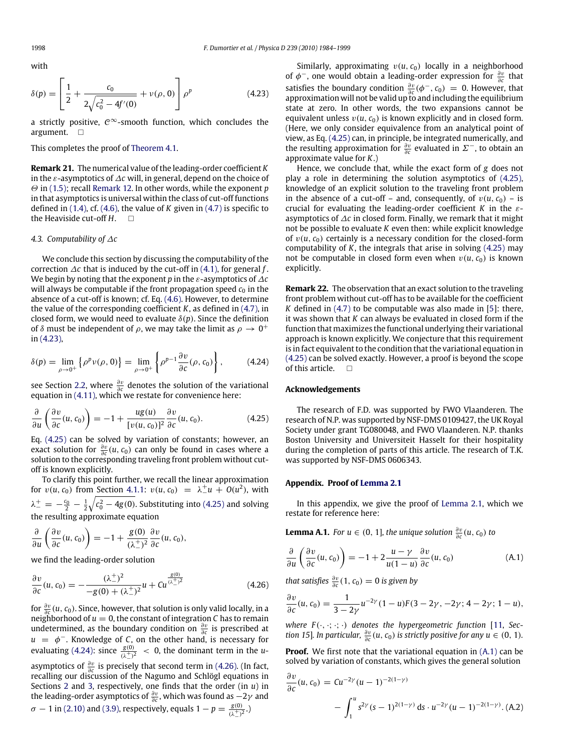with

$$\delta(p) = \left[\frac{1}{2} + \frac{c_0}{2\sqrt{c_0^2 - 4f'(0)}} + v(\rho, 0)\right]\rho^p \tag{4.23}$$

a strictly positive, $\mathcal{C}^\infty$-smooth function, which concludes the argument. □

This completes the proof of Theorem 4.1.

**Remark 21.** The numerical value of the leading-order coefficient $K$ in the $\varepsilon$-asymptotics of $\Delta c$ will, in general, depend on the choice of $\Theta$ in (1.5); recall Remark 12. In other words, while the exponent $p$ in that asymptotics is universal within the class of cut-off functions defined in (1.4), cf. (4.6), the value of $K$ given in (4.7) is specific to the Heaviside cut-off $H$. □

### 4.3. Computability of $\Delta c$

We conclude this section by discussing the computability of the correction $\Delta c$ that is induced by the cut-off in (4.1), for general $f$. We begin by noting that the exponent $p$ in the $\varepsilon$-asymptotics of $\Delta c$ will always be computable if the front propagation speed $c_0$ in the absence of a cut-off is known; cf. Eq. (4.6). However, to determine the value of the corresponding coefficient $K$, as defined in (4.7), in closed form, we would need to evaluate $\delta(p)$. Since the definition of $\delta$ must be independent of $\rho$, we may take the limit as $\rho \to 0^+$ in (4.23),

$$\delta(p) = \lim_{\rho\to 0^+}\left\{\rho^p v(\rho, 0)\right\} = \lim_{\rho\to 0^+}\left\{\rho^{p-1}\frac{\partial v}{\partial c}(\rho, c_0)\right\}, \tag{4.24}$$

see Section 2.2, where $\frac{\partial v}{\partial c}$ denotes the solution of the variational equation in (4.11), which we restate for convenience here:

$$\frac{\partial}{\partial u}\left(\frac{\partial v}{\partial c}(u, c_0)\right) = -1 + \frac{ug(u)}{[v(u, c_0)]^2}\frac{\partial v}{\partial c}(u, c_0). \tag{4.25}$$

Eq. (4.25) can be solved by variation of constants; however, an exact solution for $\frac{\partial v}{\partial c}(u, c_0)$ can only be found in cases where a solution to the corresponding traveling front problem without cut-off is known explicitly.

To clarify this point further, we recall the linear approximation for $v(u, c_0)$ from Section 4.1.1: $v(u, c_0) = \lambda_-^+ u + O(u^2)$, with $\lambda_-^+ = -\frac{c_0}{2} - \frac{1}{2}\sqrt{c_0^2 - 4g(0)}$. Substituting into (4.25) and solving the resulting approximate equation

$$\frac{\partial}{\partial u}\left(\frac{\partial v}{\partial c}(u, c_0)\right) = -1 + \frac{g(0)}{(\lambda_-^+)^2}\frac{\partial v}{\partial c}(u, c_0),$$

we find the leading-order solution

$$\frac{\partial v}{\partial c}(u, c_0) = -\frac{(\lambda_-^+)^2}{-g(0) + (\lambda_-^+)^2}u + Cu^{\frac{g(0)}{(\lambda_-^+)^2}} \tag{4.26}$$

for $\frac{\partial v}{\partial c}(u, c_0)$. Since, however, that solution is only valid locally, in a neighborhood of $u = 0$, the constant of integration $C$ has to remain undetermined, as the boundary condition on $\frac{\partial v}{\partial c}$ is prescribed at $u = \phi^-$. Knowledge of $C$, on the other hand, is necessary for evaluating (4.24): since $\frac{g(0)}{(\lambda_-^+)^2} < 0$, the dominant term in the $u$-asymptotics of $\frac{\partial v}{\partial c}$ is precisely that second term in (4.26). (In fact, recalling our discussion of the Nagumo and Schlögl equations in Sections 2 and 3, respectively, one finds that the order (in $u$) in the leading-order asymptotics of $\frac{\partial v}{\partial c}$, which was found as $-2\gamma$ and $\sigma - 1$ in (2.10) and (3.9), respectively, equals $1 - p = \frac{g(0)}{(\lambda_-^+)^2}$.)

Similarly, approximating $v(u, c_0)$ locally in a neighborhood of $\phi^-$, one would obtain a leading-order expression for $\frac{\partial v}{\partial c}$ that satisfies the boundary condition $\frac{\partial v}{\partial c}(\phi^-, c_0) = 0$. However, that approximation will not be valid up to and including the equilibrium state at zero. In other words, the two expansions cannot be equivalent unless $v(u, c_0)$ is known explicitly and in closed form. (Here, we only consider equivalence from an analytical point of view, as Eq. (4.25) can, in principle, be integrated numerically, and the resulting approximation for $\frac{\partial v}{\partial c}$ evaluated in $\Sigma^-$, to obtain an approximate value for $K$.)

Hence, we conclude that, while the exact form of $g$ does not play a role in determining the solution asymptotics of (4.25), knowledge of an explicit solution to the traveling front problem in the absence of a cut-off – and, consequently, of $v(u, c_0)$ – is crucial for evaluating the leading-order coefficient $K$ in the $\varepsilon$-asymptotics of $\Delta c$ in closed form. Finally, we remark that it might not be possible to evaluate $K$ even then: while explicit knowledge of $v(u, c_0)$ certainly is a necessary condition for the closed-form computability of $K$, the integrals that arise in solving (4.25) may not be computable in closed form even when $v(u, c_0)$ is known explicitly.

**Remark 22.** The observation that an exact solution to the traveling front problem without cut-off has to be available for the coefficient $K$ defined in (4.7) to be computable was also made in [5]: there, it was shown that $K$ can always be evaluated in closed form if the function that maximizes the functional underlying their variational approach is known explicitly. We conjecture that this requirement is in fact equivalent to the condition that the variational equation in (4.25) can be solved exactly. However, a proof is beyond the scope of this article. □

## Acknowledgements

The research of F.D. was supported by FWO Vlaanderen. The research of N.P. was supported by NSF-DMS 0109427, the UK Royal Society under grant TG080048, and FWO Vlaanderen. N.P. thanks Boston University and Universiteit Hasselt for their hospitality during the completion of parts of this article. The research of T.K. was supported by NSF-DMS 0606343.

## Appendix. Proof of Lemma 2.1

In this appendix, we give the proof of Lemma 2.1, which we restate for reference here:

**Lemma A.1.** *For $u \in (0, 1]$, the unique solution $\frac{\partial v}{\partial c}(u, c_0)$ to*

$$\frac{\partial}{\partial u}\left(\frac{\partial v}{\partial c}(u, c_0)\right) = -1 + 2\frac{u - \gamma}{u(1-u)}\frac{\partial v}{\partial c}(u, c_0) \tag{A.1}$$

*that satisfies $\frac{\partial v}{\partial c}(1, c_0) = 0$ is given by*

$$\frac{\partial v}{\partial c}(u, c_0) = \frac{1}{3 - 2\gamma}u^{-2\gamma}(1-u)F(3 - 2\gamma, -2\gamma; 4 - 2\gamma; 1 - u),$$

*where $F(\cdot, \cdot; \cdot; \cdot)$ denotes the hypergeometric function [11, Section 15]. In particular, $\frac{\partial v}{\partial c}(u, c_0)$ is strictly positive for any $u \in (0, 1)$.*

**Proof.** We first note that the variational equation in (A.1) can be solved by variation of constants, which gives the general solution

$$\frac{\partial v}{\partial c}(u, c_0) = Cu^{-2\gamma}(u-1)^{-2(1-\gamma)} - \int_1^u s^{2\gamma}(s-1)^{2(1-\gamma)}\,\mathrm{d}s \cdot u^{-2\gamma}(u-1)^{-2(1-\gamma)}. \tag{A.2}$$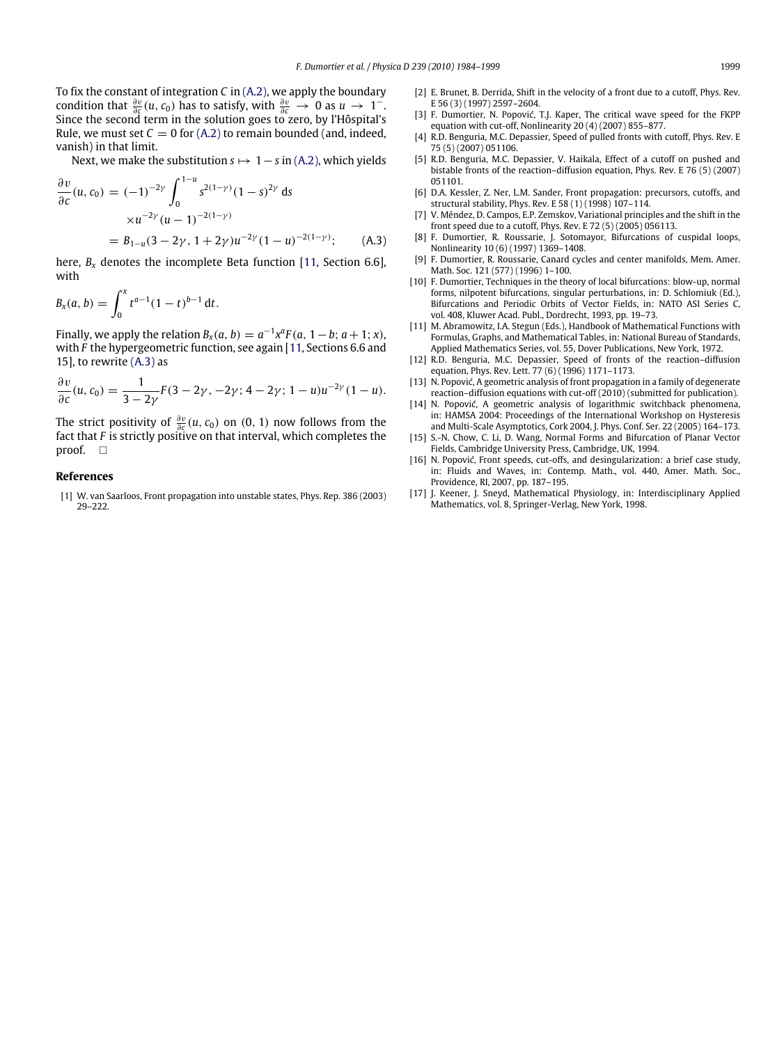To fix the constant of integration $C$ in (A.2), we apply the boundary condition that $\frac{\partial v}{\partial c}(u, c_0)$ has to satisfy, with $\frac{\partial v}{\partial c} \to 0$ as $u \to 1^-$. Since the second term in the solution goes to zero, by l'Hôspital's Rule, we must set $C = 0$ for (A.2) to remain bounded (and, indeed, vanish) in that limit.

Next, we make the substitution $s \mapsto 1 - s$ in (A.2), which yields

$$
\begin{aligned}
\frac{\partial v}{\partial c}(u, c_0) &= (-1)^{-2\gamma} \int_0^{1-u} s^{2(1-\gamma)}(1-s)^{2\gamma}\, \mathrm{d}s \\
&\quad \times u^{-2\gamma}(u-1)^{-2(1-\gamma)} \\
&= B_{1-u}(3 - 2\gamma, 1 + 2\gamma) u^{-2\gamma}(1-u)^{-2(1-\gamma)}; \qquad \text{(A.3)}
\end{aligned}
$$

here, $B_x$ denotes the incomplete Beta function [11, Section 6.6], with

$$
B_x(a, b) = \int_0^x t^{a-1}(1-t)^{b-1}\, \mathrm{d}t.
$$

Finally, we apply the relation $B_x(a, b) = a^{-1}x^a F(a, 1-b; a+1; x)$, with $F$ the hypergeometric function, see again [11, Sections 6.6 and 15], to rewrite (A.3) as

$$
\frac{\partial v}{\partial c}(u, c_0) = \frac{1}{3 - 2\gamma} F(3 - 2\gamma, -2\gamma; 4 - 2\gamma; 1 - u) u^{-2\gamma}(1 - u).
$$

The strict positivity of $\frac{\partial v}{\partial c}(u, c_0)$ on $(0, 1)$ now follows from the fact that $F$ is strictly positive on that interval, which completes the proof. □

## References

[1] W. van Saarloos, Front propagation into unstable states, Phys. Rep. 386 (2003) 29–222.

[2] E. Brunet, B. Derrida, Shift in the velocity of a front due to a cutoff, Phys. Rev. E 56 (3) (1997) 2597–2604.

[3] F. Dumortier, N. Popović, T.J. Kaper, The critical wave speed for the FKPP equation with cut-off, Nonlinearity 20 (4) (2007) 855–877.

[4] R.D. Benguria, M.C. Depassier, Speed of pulled fronts with cutoff, Phys. Rev. E 75 (5) (2007) 051106.

[5] R.D. Benguria, M.C. Depassier, V. Haikala, Effect of a cutoff on pushed and bistable fronts of the reaction–diffusion equation, Phys. Rev. E 76 (5) (2007) 051101.

[6] D.A. Kessler, Z. Ner, L.M. Sander, Front propagation: precursors, cutoffs, and structural stability, Phys. Rev. E 58 (1) (1998) 107–114.

[7] V. Méndez, D. Campos, E.P. Zemskov, Variational principles and the shift in the front speed due to a cutoff, Phys. Rev. E 72 (5) (2005) 056113.

[8] F. Dumortier, R. Roussarie, J. Sotomayor, Bifurcations of cuspidal loops, Nonlinearity 10 (6) (1997) 1369–1408.

[9] F. Dumortier, R. Roussarie, Canard cycles and center manifolds, Mem. Amer. Math. Soc. 121 (577) (1996) 1–100.

[10] F. Dumortier, Techniques in the theory of local bifurcations: blow-up, normal forms, nilpotent bifurcations, singular perturbations, in: D. Schlomiuk (Ed.), Bifurcations and Periodic Orbits of Vector Fields, in: NATO ASI Series C, vol. 408, Kluwer Acad. Publ., Dordrecht, 1993, pp. 19–73.

[11] M. Abramowitz, I.A. Stegun (Eds.), Handbook of Mathematical Functions with Formulas, Graphs, and Mathematical Tables, in: National Bureau of Standards, Applied Mathematics Series, vol. 55, Dover Publications, New York, 1972.

[12] R.D. Benguria, M.C. Depassier, Speed of fronts of the reaction–diffusion equation, Phys. Rev. Lett. 77 (6) (1996) 1171–1173.

[13] N. Popović, A geometric analysis of front propagation in a family of degenerate reaction–diffusion equations with cut-off (2010) (submitted for publication).

[14] N. Popović, A geometric analysis of logarithmic switchback phenomena, in: HAMSA 2004: Proceedings of the International Workshop on Hysteresis and Multi-Scale Asymptotics, Cork 2004, J. Phys. Conf. Ser. 22 (2005) 164–173.

[15] S.-N. Chow, C. Li, D. Wang, Normal Forms and Bifurcation of Planar Vector Fields, Cambridge University Press, Cambridge, UK, 1994.

[16] N. Popović, Front speeds, cut-offs, and desingularization: a brief case study, in: Fluids and Waves, in: Contemp. Math., vol. 440, Amer. Math. Soc., Providence, RI, 2007, pp. 187–195.

[17] J. Keener, J. Sneyd, Mathematical Physiology, in: Interdisciplinary Applied Mathematics, vol. 8, Springer-Verlag, New York, 1998.